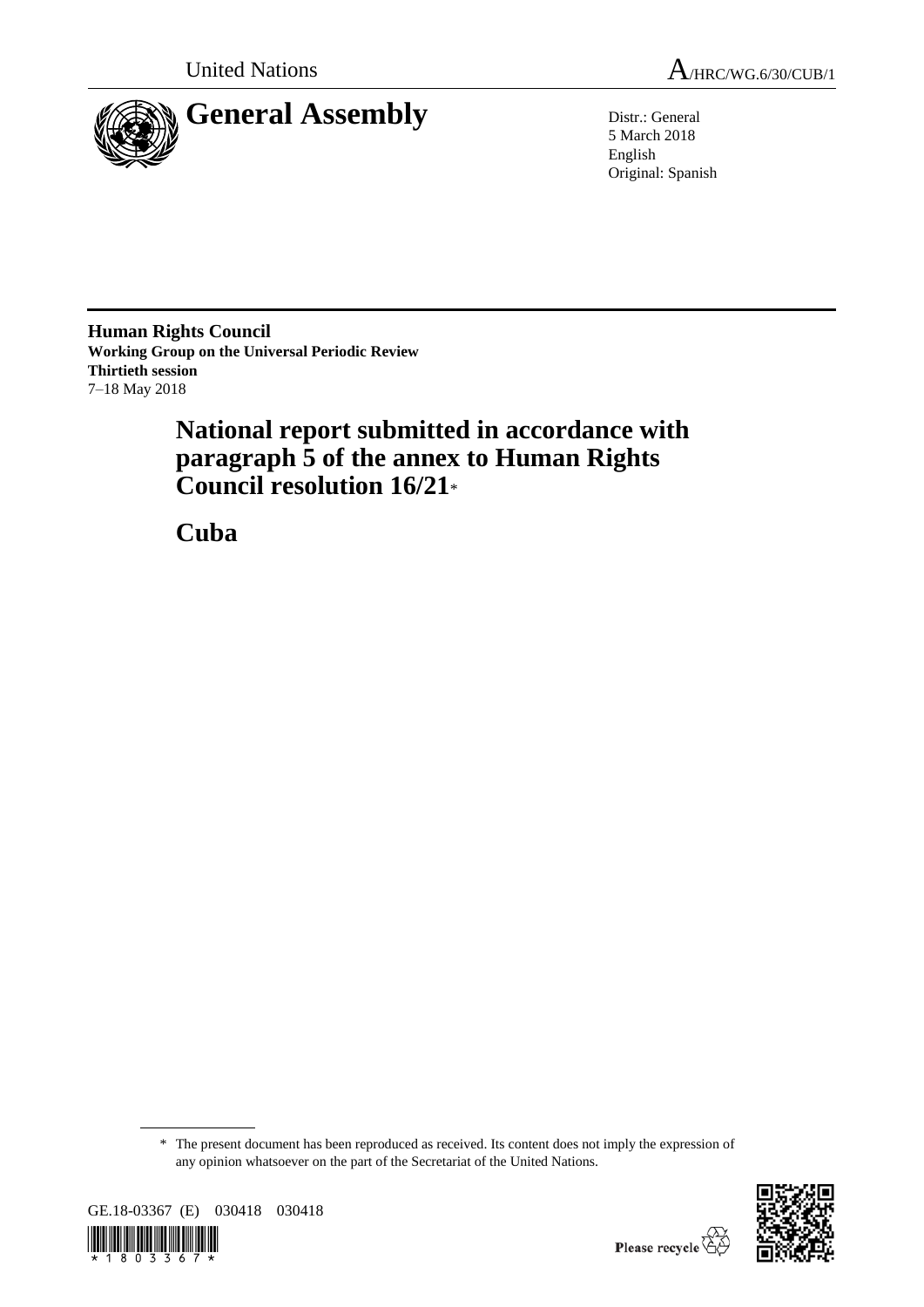United Nations

A/HRC/WG.6/30/CUB/1

# General Assembly

Distr.: General
5 March 2018
English
Original: Spanish

**Human Rights Council**
**Working Group on the Universal Periodic Review**
**Thirtieth session**
7–18 May 2018

# National report submitted in accordance with paragraph 5 of the annex to Human Rights Council resolution 16/21*

# Cuba

\* The present document has been reproduced as received. Its content does not imply the expression of any opinion whatsoever on the part of the Secretariat of the United Nations.

GE.18-03367 (E) 030418 030418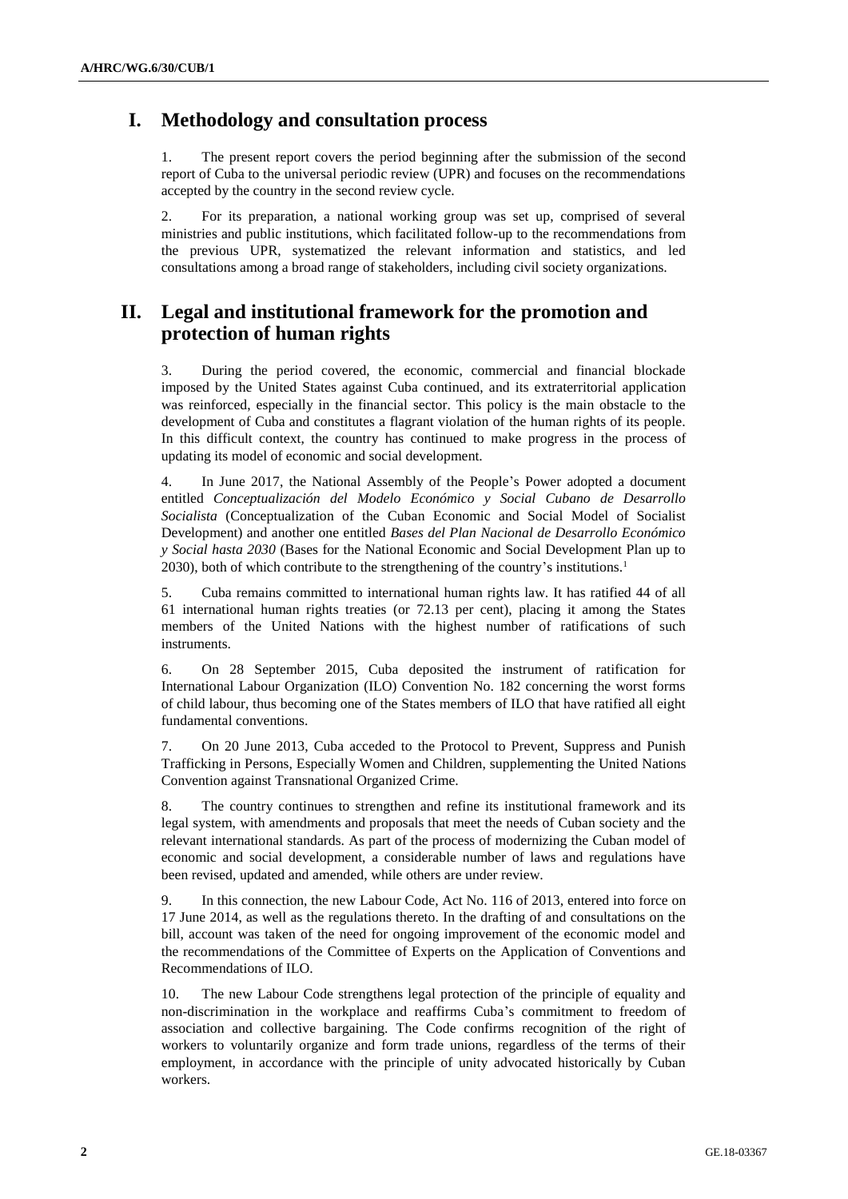## I. Methodology and consultation process

1. The present report covers the period beginning after the submission of the second report of Cuba to the universal periodic review (UPR) and focuses on the recommendations accepted by the country in the second review cycle.

2. For its preparation, a national working group was set up, comprised of several ministries and public institutions, which facilitated follow-up to the recommendations from the previous UPR, systematized the relevant information and statistics, and led consultations among a broad range of stakeholders, including civil society organizations.

## II. Legal and institutional framework for the promotion and protection of human rights

3. During the period covered, the economic, commercial and financial blockade imposed by the United States against Cuba continued, and its extraterritorial application was reinforced, especially in the financial sector. This policy is the main obstacle to the development of Cuba and constitutes a flagrant violation of the human rights of its people. In this difficult context, the country has continued to make progress in the process of updating its model of economic and social development.

4. In June 2017, the National Assembly of the People's Power adopted a document entitled *Conceptualización del Modelo Económico y Social Cubano de Desarrollo Socialista* (Conceptualization of the Cuban Economic and Social Model of Socialist Development) and another one entitled *Bases del Plan Nacional de Desarrollo Económico y Social hasta 2030* (Bases for the National Economic and Social Development Plan up to 2030), both of which contribute to the strengthening of the country's institutions.[1]

5. Cuba remains committed to international human rights law. It has ratified 44 of all 61 international human rights treaties (or 72.13 per cent), placing it among the States members of the United Nations with the highest number of ratifications of such instruments.

6. On 28 September 2015, Cuba deposited the instrument of ratification for International Labour Organization (ILO) Convention No. 182 concerning the worst forms of child labour, thus becoming one of the States members of ILO that have ratified all eight fundamental conventions.

7. On 20 June 2013, Cuba acceded to the Protocol to Prevent, Suppress and Punish Trafficking in Persons, Especially Women and Children, supplementing the United Nations Convention against Transnational Organized Crime.

8. The country continues to strengthen and refine its institutional framework and its legal system, with amendments and proposals that meet the needs of Cuban society and the relevant international standards. As part of the process of modernizing the Cuban model of economic and social development, a considerable number of laws and regulations have been revised, updated and amended, while others are under review.

9. In this connection, the new Labour Code, Act No. 116 of 2013, entered into force on 17 June 2014, as well as the regulations thereto. In the drafting of and consultations on the bill, account was taken of the need for ongoing improvement of the economic model and the recommendations of the Committee of Experts on the Application of Conventions and Recommendations of ILO.

10. The new Labour Code strengthens legal protection of the principle of equality and non-discrimination in the workplace and reaffirms Cuba's commitment to freedom of association and collective bargaining. The Code confirms recognition of the right of workers to voluntarily organize and form trade unions, regardless of the terms of their employment, in accordance with the principle of unity advocated historically by Cuban workers.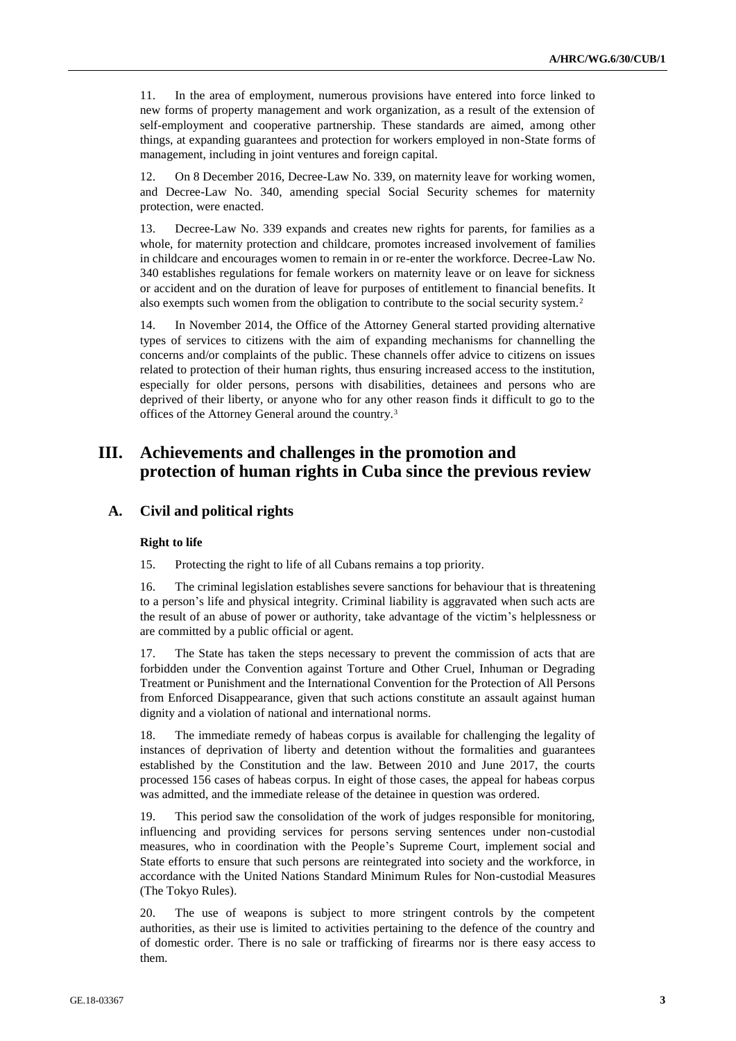11. In the area of employment, numerous provisions have entered into force linked to new forms of property management and work organization, as a result of the extension of self-employment and cooperative partnership. These standards are aimed, among other things, at expanding guarantees and protection for workers employed in non-State forms of management, including in joint ventures and foreign capital.

12. On 8 December 2016, Decree-Law No. 339, on maternity leave for working women, and Decree-Law No. 340, amending special Social Security schemes for maternity protection, were enacted.

13. Decree-Law No. 339 expands and creates new rights for parents, for families as a whole, for maternity protection and childcare, promotes increased involvement of families in childcare and encourages women to remain in or re-enter the workforce. Decree-Law No. 340 establishes regulations for female workers on maternity leave or on leave for sickness or accident and on the duration of leave for purposes of entitlement to financial benefits. It also exempts such women from the obligation to contribute to the social security system.[2]

14. In November 2014, the Office of the Attorney General started providing alternative types of services to citizens with the aim of expanding mechanisms for channelling the concerns and/or complaints of the public. These channels offer advice to citizens on issues related to protection of their human rights, thus ensuring increased access to the institution, especially for older persons, persons with disabilities, detainees and persons who are deprived of their liberty, or anyone who for any other reason finds it difficult to go to the offices of the Attorney General around the country.[3]

# III. Achievements and challenges in the promotion and protection of human rights in Cuba since the previous review

## A. Civil and political rights

### Right to life

15. Protecting the right to life of all Cubans remains a top priority.

16. The criminal legislation establishes severe sanctions for behaviour that is threatening to a person's life and physical integrity. Criminal liability is aggravated when such acts are the result of an abuse of power or authority, take advantage of the victim's helplessness or are committed by a public official or agent.

17. The State has taken the steps necessary to prevent the commission of acts that are forbidden under the Convention against Torture and Other Cruel, Inhuman or Degrading Treatment or Punishment and the International Convention for the Protection of All Persons from Enforced Disappearance, given that such actions constitute an assault against human dignity and a violation of national and international norms.

18. The immediate remedy of habeas corpus is available for challenging the legality of instances of deprivation of liberty and detention without the formalities and guarantees established by the Constitution and the law. Between 2010 and June 2017, the courts processed 156 cases of habeas corpus. In eight of those cases, the appeal for habeas corpus was admitted, and the immediate release of the detainee in question was ordered.

19. This period saw the consolidation of the work of judges responsible for monitoring, influencing and providing services for persons serving sentences under non-custodial measures, who in coordination with the People's Supreme Court, implement social and State efforts to ensure that such persons are reintegrated into society and the workforce, in accordance with the United Nations Standard Minimum Rules for Non-custodial Measures (The Tokyo Rules).

20. The use of weapons is subject to more stringent controls by the competent authorities, as their use is limited to activities pertaining to the defence of the country and of domestic order. There is no sale or trafficking of firearms nor is there easy access to them.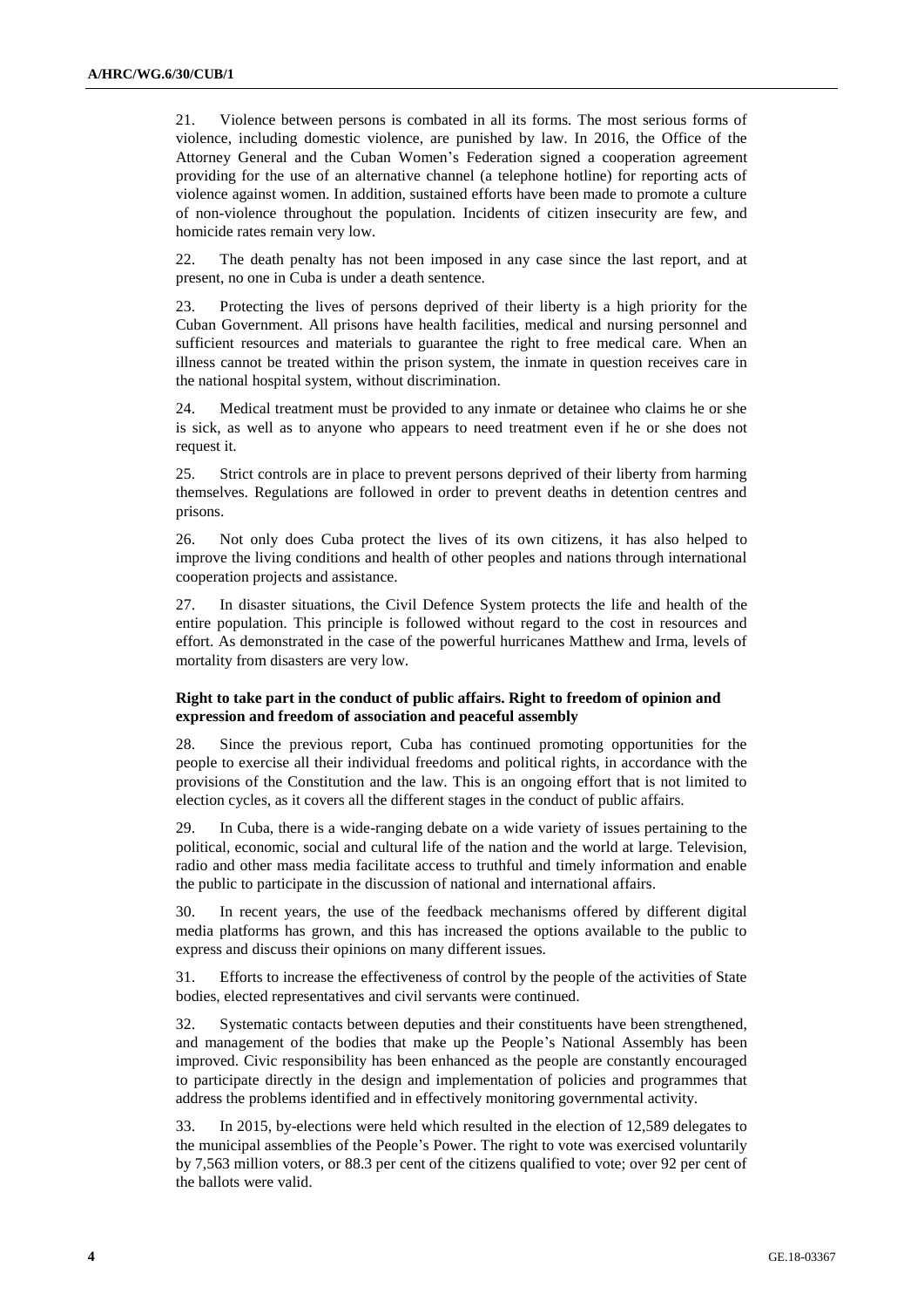21. Violence between persons is combated in all its forms. The most serious forms of violence, including domestic violence, are punished by law. In 2016, the Office of the Attorney General and the Cuban Women's Federation signed a cooperation agreement providing for the use of an alternative channel (a telephone hotline) for reporting acts of violence against women. In addition, sustained efforts have been made to promote a culture of non-violence throughout the population. Incidents of citizen insecurity are few, and homicide rates remain very low.

22. The death penalty has not been imposed in any case since the last report, and at present, no one in Cuba is under a death sentence.

23. Protecting the lives of persons deprived of their liberty is a high priority for the Cuban Government. All prisons have health facilities, medical and nursing personnel and sufficient resources and materials to guarantee the right to free medical care. When an illness cannot be treated within the prison system, the inmate in question receives care in the national hospital system, without discrimination.

24. Medical treatment must be provided to any inmate or detainee who claims he or she is sick, as well as to anyone who appears to need treatment even if he or she does not request it.

25. Strict controls are in place to prevent persons deprived of their liberty from harming themselves. Regulations are followed in order to prevent deaths in detention centres and prisons.

26. Not only does Cuba protect the lives of its own citizens, it has also helped to improve the living conditions and health of other peoples and nations through international cooperation projects and assistance.

27. In disaster situations, the Civil Defence System protects the life and health of the entire population. This principle is followed without regard to the cost in resources and effort. As demonstrated in the case of the powerful hurricanes Matthew and Irma, levels of mortality from disasters are very low.

**Right to take part in the conduct of public affairs. Right to freedom of opinion and expression and freedom of association and peaceful assembly**

28. Since the previous report, Cuba has continued promoting opportunities for the people to exercise all their individual freedoms and political rights, in accordance with the provisions of the Constitution and the law. This is an ongoing effort that is not limited to election cycles, as it covers all the different stages in the conduct of public affairs.

29. In Cuba, there is a wide-ranging debate on a wide variety of issues pertaining to the political, economic, social and cultural life of the nation and the world at large. Television, radio and other mass media facilitate access to truthful and timely information and enable the public to participate in the discussion of national and international affairs.

30. In recent years, the use of the feedback mechanisms offered by different digital media platforms has grown, and this has increased the options available to the public to express and discuss their opinions on many different issues.

31. Efforts to increase the effectiveness of control by the people of the activities of State bodies, elected representatives and civil servants were continued.

32. Systematic contacts between deputies and their constituents have been strengthened, and management of the bodies that make up the People's National Assembly has been improved. Civic responsibility has been enhanced as the people are constantly encouraged to participate directly in the design and implementation of policies and programmes that address the problems identified and in effectively monitoring governmental activity.

33. In 2015, by-elections were held which resulted in the election of 12,589 delegates to the municipal assemblies of the People's Power. The right to vote was exercised voluntarily by 7,563 million voters, or 88.3 per cent of the citizens qualified to vote; over 92 per cent of the ballots were valid.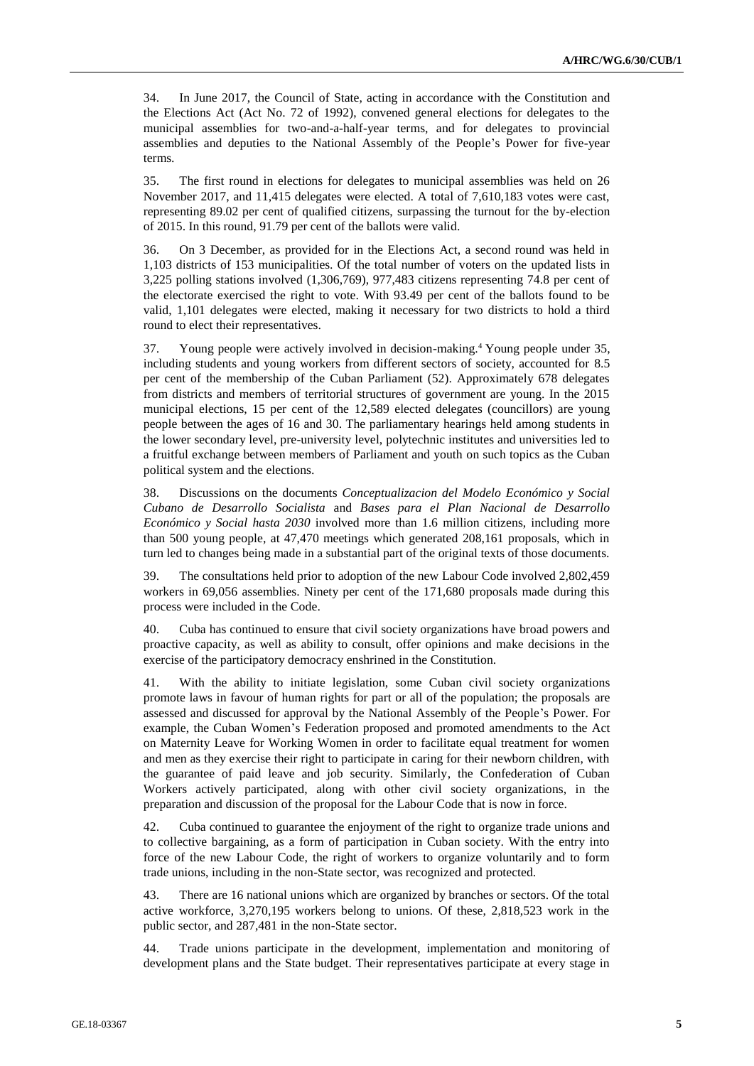34. In June 2017, the Council of State, acting in accordance with the Constitution and the Elections Act (Act No. 72 of 1992), convened general elections for delegates to the municipal assemblies for two-and-a-half-year terms, and for delegates to provincial assemblies and deputies to the National Assembly of the People's Power for five-year terms.

35. The first round in elections for delegates to municipal assemblies was held on 26 November 2017, and 11,415 delegates were elected. A total of 7,610,183 votes were cast, representing 89.02 per cent of qualified citizens, surpassing the turnout for the by-election of 2015. In this round, 91.79 per cent of the ballots were valid.

36. On 3 December, as provided for in the Elections Act, a second round was held in 1,103 districts of 153 municipalities. Of the total number of voters on the updated lists in 3,225 polling stations involved (1,306,769), 977,483 citizens representing 74.8 per cent of the electorate exercised the right to vote. With 93.49 per cent of the ballots found to be valid, 1,101 delegates were elected, making it necessary for two districts to hold a third round to elect their representatives.

37. Young people were actively involved in decision-making.[4] Young people under 35, including students and young workers from different sectors of society, accounted for 8.5 per cent of the membership of the Cuban Parliament (52). Approximately 678 delegates from districts and members of territorial structures of government are young. In the 2015 municipal elections, 15 per cent of the 12,589 elected delegates (councillors) are young people between the ages of 16 and 30. The parliamentary hearings held among students in the lower secondary level, pre-university level, polytechnic institutes and universities led to a fruitful exchange between members of Parliament and youth on such topics as the Cuban political system and the elections.

38. Discussions on the documents *Conceptualizacion del Modelo Económico y Social Cubano de Desarrollo Socialista* and *Bases para el Plan Nacional de Desarrollo Económico y Social hasta 2030* involved more than 1.6 million citizens, including more than 500 young people, at 47,470 meetings which generated 208,161 proposals, which in turn led to changes being made in a substantial part of the original texts of those documents.

39. The consultations held prior to adoption of the new Labour Code involved 2,802,459 workers in 69,056 assemblies. Ninety per cent of the 171,680 proposals made during this process were included in the Code.

40. Cuba has continued to ensure that civil society organizations have broad powers and proactive capacity, as well as ability to consult, offer opinions and make decisions in the exercise of the participatory democracy enshrined in the Constitution.

41. With the ability to initiate legislation, some Cuban civil society organizations promote laws in favour of human rights for part or all of the population; the proposals are assessed and discussed for approval by the National Assembly of the People's Power. For example, the Cuban Women's Federation proposed and promoted amendments to the Act on Maternity Leave for Working Women in order to facilitate equal treatment for women and men as they exercise their right to participate in caring for their newborn children, with the guarantee of paid leave and job security. Similarly, the Confederation of Cuban Workers actively participated, along with other civil society organizations, in the preparation and discussion of the proposal for the Labour Code that is now in force.

42. Cuba continued to guarantee the enjoyment of the right to organize trade unions and to collective bargaining, as a form of participation in Cuban society. With the entry into force of the new Labour Code, the right of workers to organize voluntarily and to form trade unions, including in the non-State sector, was recognized and protected.

43. There are 16 national unions which are organized by branches or sectors. Of the total active workforce, 3,270,195 workers belong to unions. Of these, 2,818,523 work in the public sector, and 287,481 in the non-State sector.

44. Trade unions participate in the development, implementation and monitoring of development plans and the State budget. Their representatives participate at every stage in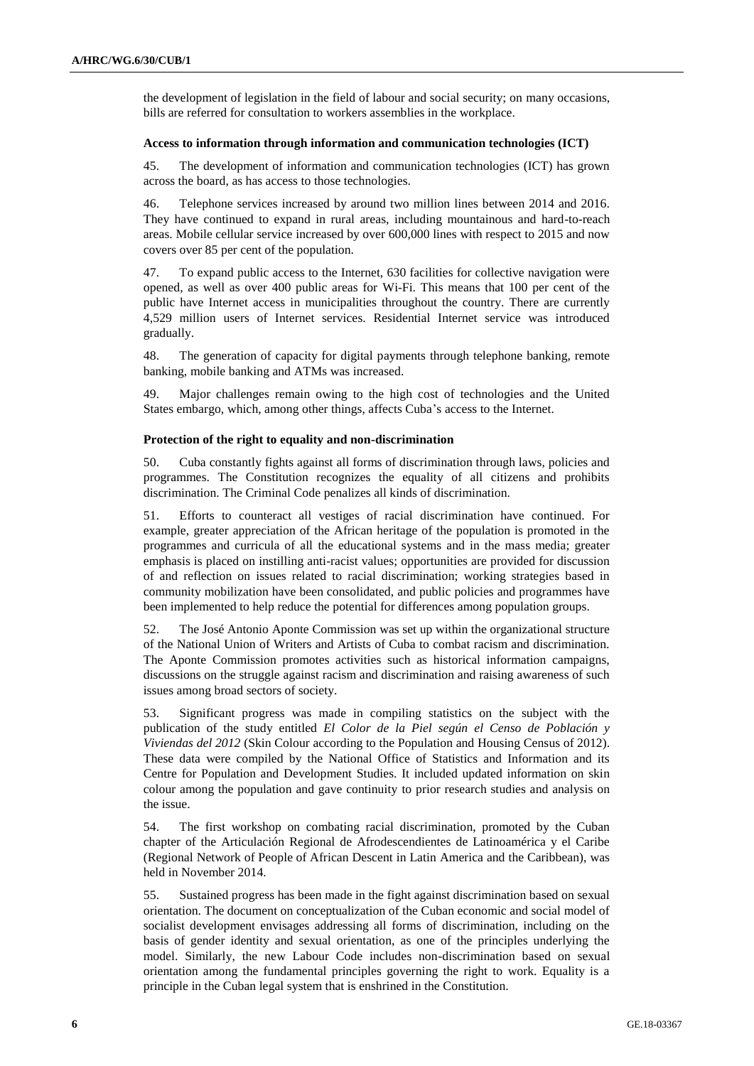the development of legislation in the field of labour and social security; on many occasions, bills are referred for consultation to workers assemblies in the workplace.

**Access to information through information and communication technologies (ICT)**

45. The development of information and communication technologies (ICT) has grown across the board, as has access to those technologies.

46. Telephone services increased by around two million lines between 2014 and 2016. They have continued to expand in rural areas, including mountainous and hard-to-reach areas. Mobile cellular service increased by over 600,000 lines with respect to 2015 and now covers over 85 per cent of the population.

47. To expand public access to the Internet, 630 facilities for collective navigation were opened, as well as over 400 public areas for Wi-Fi. This means that 100 per cent of the public have Internet access in municipalities throughout the country. There are currently 4,529 million users of Internet services. Residential Internet service was introduced gradually.

48. The generation of capacity for digital payments through telephone banking, remote banking, mobile banking and ATMs was increased.

49. Major challenges remain owing to the high cost of technologies and the United States embargo, which, among other things, affects Cuba's access to the Internet.

**Protection of the right to equality and non-discrimination**

50. Cuba constantly fights against all forms of discrimination through laws, policies and programmes. The Constitution recognizes the equality of all citizens and prohibits discrimination. The Criminal Code penalizes all kinds of discrimination.

51. Efforts to counteract all vestiges of racial discrimination have continued. For example, greater appreciation of the African heritage of the population is promoted in the programmes and curricula of all the educational systems and in the mass media; greater emphasis is placed on instilling anti-racist values; opportunities are provided for discussion of and reflection on issues related to racial discrimination; working strategies based in community mobilization have been consolidated, and public policies and programmes have been implemented to help reduce the potential for differences among population groups.

52. The José Antonio Aponte Commission was set up within the organizational structure of the National Union of Writers and Artists of Cuba to combat racism and discrimination. The Aponte Commission promotes activities such as historical information campaigns, discussions on the struggle against racism and discrimination and raising awareness of such issues among broad sectors of society.

53. Significant progress was made in compiling statistics on the subject with the publication of the study entitled *El Color de la Piel según el Censo de Población y Viviendas del 2012* (Skin Colour according to the Population and Housing Census of 2012). These data were compiled by the National Office of Statistics and Information and its Centre for Population and Development Studies. It included updated information on skin colour among the population and gave continuity to prior research studies and analysis on the issue.

54. The first workshop on combating racial discrimination, promoted by the Cuban chapter of the Articulación Regional de Afrodescendientes de Latinoamérica y el Caribe (Regional Network of People of African Descent in Latin America and the Caribbean), was held in November 2014.

55. Sustained progress has been made in the fight against discrimination based on sexual orientation. The document on conceptualization of the Cuban economic and social model of socialist development envisages addressing all forms of discrimination, including on the basis of gender identity and sexual orientation, as one of the principles underlying the model. Similarly, the new Labour Code includes non-discrimination based on sexual orientation among the fundamental principles governing the right to work. Equality is a principle in the Cuban legal system that is enshrined in the Constitution.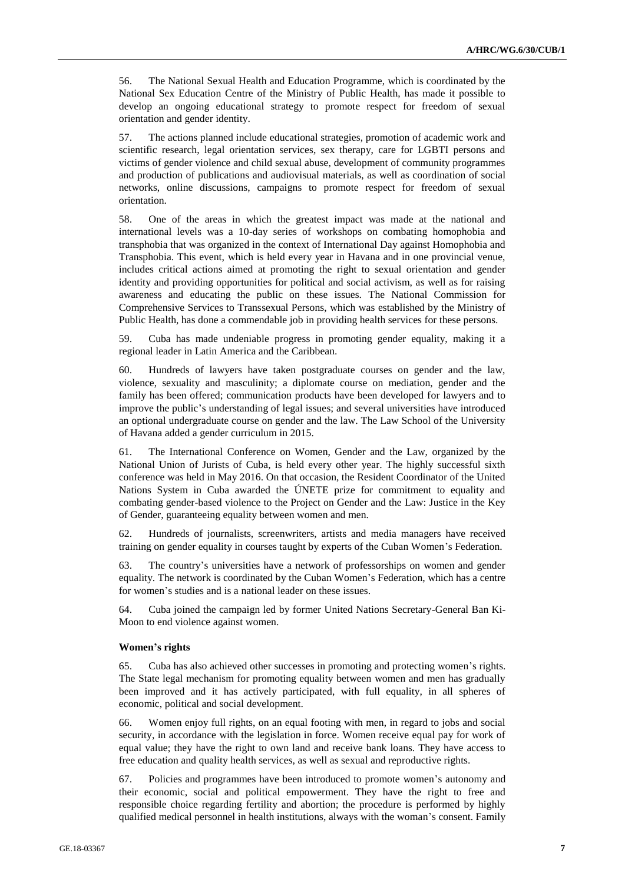56. The National Sexual Health and Education Programme, which is coordinated by the National Sex Education Centre of the Ministry of Public Health, has made it possible to develop an ongoing educational strategy to promote respect for freedom of sexual orientation and gender identity.

57. The actions planned include educational strategies, promotion of academic work and scientific research, legal orientation services, sex therapy, care for LGBTI persons and victims of gender violence and child sexual abuse, development of community programmes and production of publications and audiovisual materials, as well as coordination of social networks, online discussions, campaigns to promote respect for freedom of sexual orientation.

58. One of the areas in which the greatest impact was made at the national and international levels was a 10-day series of workshops on combating homophobia and transphobia that was organized in the context of International Day against Homophobia and Transphobia. This event, which is held every year in Havana and in one provincial venue, includes critical actions aimed at promoting the right to sexual orientation and gender identity and providing opportunities for political and social activism, as well as for raising awareness and educating the public on these issues. The National Commission for Comprehensive Services to Transsexual Persons, which was established by the Ministry of Public Health, has done a commendable job in providing health services for these persons.

59. Cuba has made undeniable progress in promoting gender equality, making it a regional leader in Latin America and the Caribbean.

60. Hundreds of lawyers have taken postgraduate courses on gender and the law, violence, sexuality and masculinity; a diplomate course on mediation, gender and the family has been offered; communication products have been developed for lawyers and to improve the public's understanding of legal issues; and several universities have introduced an optional undergraduate course on gender and the law. The Law School of the University of Havana added a gender curriculum in 2015.

61. The International Conference on Women, Gender and the Law, organized by the National Union of Jurists of Cuba, is held every other year. The highly successful sixth conference was held in May 2016. On that occasion, the Resident Coordinator of the United Nations System in Cuba awarded the ÚNETE prize for commitment to equality and combating gender-based violence to the Project on Gender and the Law: Justice in the Key of Gender, guaranteeing equality between women and men.

62. Hundreds of journalists, screenwriters, artists and media managers have received training on gender equality in courses taught by experts of the Cuban Women's Federation.

63. The country's universities have a network of professorships on women and gender equality. The network is coordinated by the Cuban Women's Federation, which has a centre for women's studies and is a national leader on these issues.

64. Cuba joined the campaign led by former United Nations Secretary-General Ban Ki-Moon to end violence against women.

**Women's rights**

65. Cuba has also achieved other successes in promoting and protecting women's rights. The State legal mechanism for promoting equality between women and men has gradually been improved and it has actively participated, with full equality, in all spheres of economic, political and social development.

66. Women enjoy full rights, on an equal footing with men, in regard to jobs and social security, in accordance with the legislation in force. Women receive equal pay for work of equal value; they have the right to own land and receive bank loans. They have access to free education and quality health services, as well as sexual and reproductive rights.

67. Policies and programmes have been introduced to promote women's autonomy and their economic, social and political empowerment. They have the right to free and responsible choice regarding fertility and abortion; the procedure is performed by highly qualified medical personnel in health institutions, always with the woman's consent. Family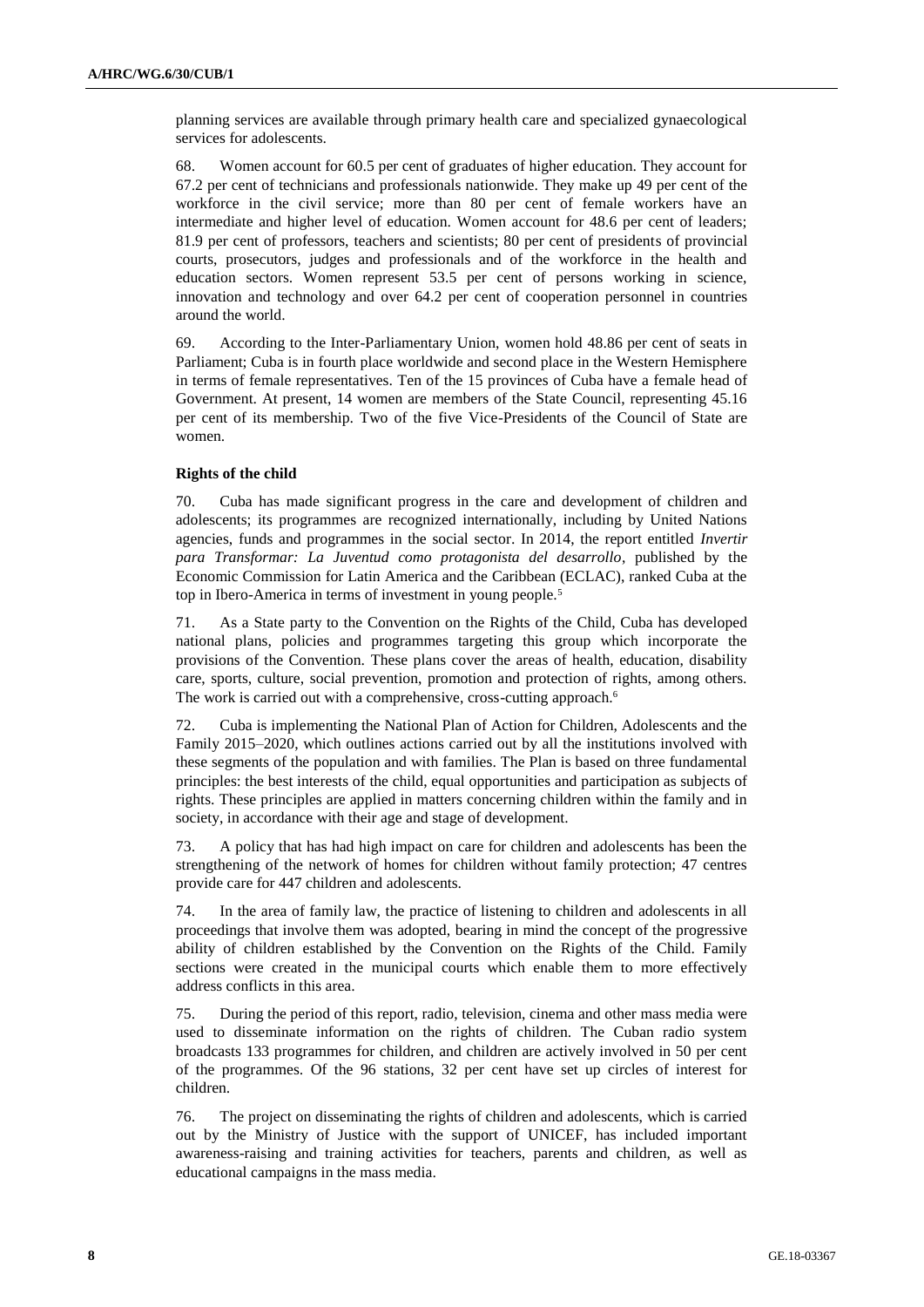planning services are available through primary health care and specialized gynaecological services for adolescents.

68. Women account for 60.5 per cent of graduates of higher education. They account for 67.2 per cent of technicians and professionals nationwide. They make up 49 per cent of the workforce in the civil service; more than 80 per cent of female workers have an intermediate and higher level of education. Women account for 48.6 per cent of leaders; 81.9 per cent of professors, teachers and scientists; 80 per cent of presidents of provincial courts, prosecutors, judges and professionals and of the workforce in the health and education sectors. Women represent 53.5 per cent of persons working in science, innovation and technology and over 64.2 per cent of cooperation personnel in countries around the world.

69. According to the Inter-Parliamentary Union, women hold 48.86 per cent of seats in Parliament; Cuba is in fourth place worldwide and second place in the Western Hemisphere in terms of female representatives. Ten of the 15 provinces of Cuba have a female head of Government. At present, 14 women are members of the State Council, representing 45.16 per cent of its membership. Two of the five Vice-Presidents of the Council of State are women.

**Rights of the child**

70. Cuba has made significant progress in the care and development of children and adolescents; its programmes are recognized internationally, including by United Nations agencies, funds and programmes in the social sector. In 2014, the report entitled *Invertir para Transformar: La Juventud como protagonista del desarrollo*, published by the Economic Commission for Latin America and the Caribbean (ECLAC), ranked Cuba at the top in Ibero-America in terms of investment in young people.[5]

71. As a State party to the Convention on the Rights of the Child, Cuba has developed national plans, policies and programmes targeting this group which incorporate the provisions of the Convention. These plans cover the areas of health, education, disability care, sports, culture, social prevention, promotion and protection of rights, among others. The work is carried out with a comprehensive, cross-cutting approach.[6]

72. Cuba is implementing the National Plan of Action for Children, Adolescents and the Family 2015–2020, which outlines actions carried out by all the institutions involved with these segments of the population and with families. The Plan is based on three fundamental principles: the best interests of the child, equal opportunities and participation as subjects of rights. These principles are applied in matters concerning children within the family and in society, in accordance with their age and stage of development.

73. A policy that has had high impact on care for children and adolescents has been the strengthening of the network of homes for children without family protection; 47 centres provide care for 447 children and adolescents.

74. In the area of family law, the practice of listening to children and adolescents in all proceedings that involve them was adopted, bearing in mind the concept of the progressive ability of children established by the Convention on the Rights of the Child. Family sections were created in the municipal courts which enable them to more effectively address conflicts in this area.

75. During the period of this report, radio, television, cinema and other mass media were used to disseminate information on the rights of children. The Cuban radio system broadcasts 133 programmes for children, and children are actively involved in 50 per cent of the programmes. Of the 96 stations, 32 per cent have set up circles of interest for children.

76. The project on disseminating the rights of children and adolescents, which is carried out by the Ministry of Justice with the support of UNICEF, has included important awareness-raising and training activities for teachers, parents and children, as well as educational campaigns in the mass media.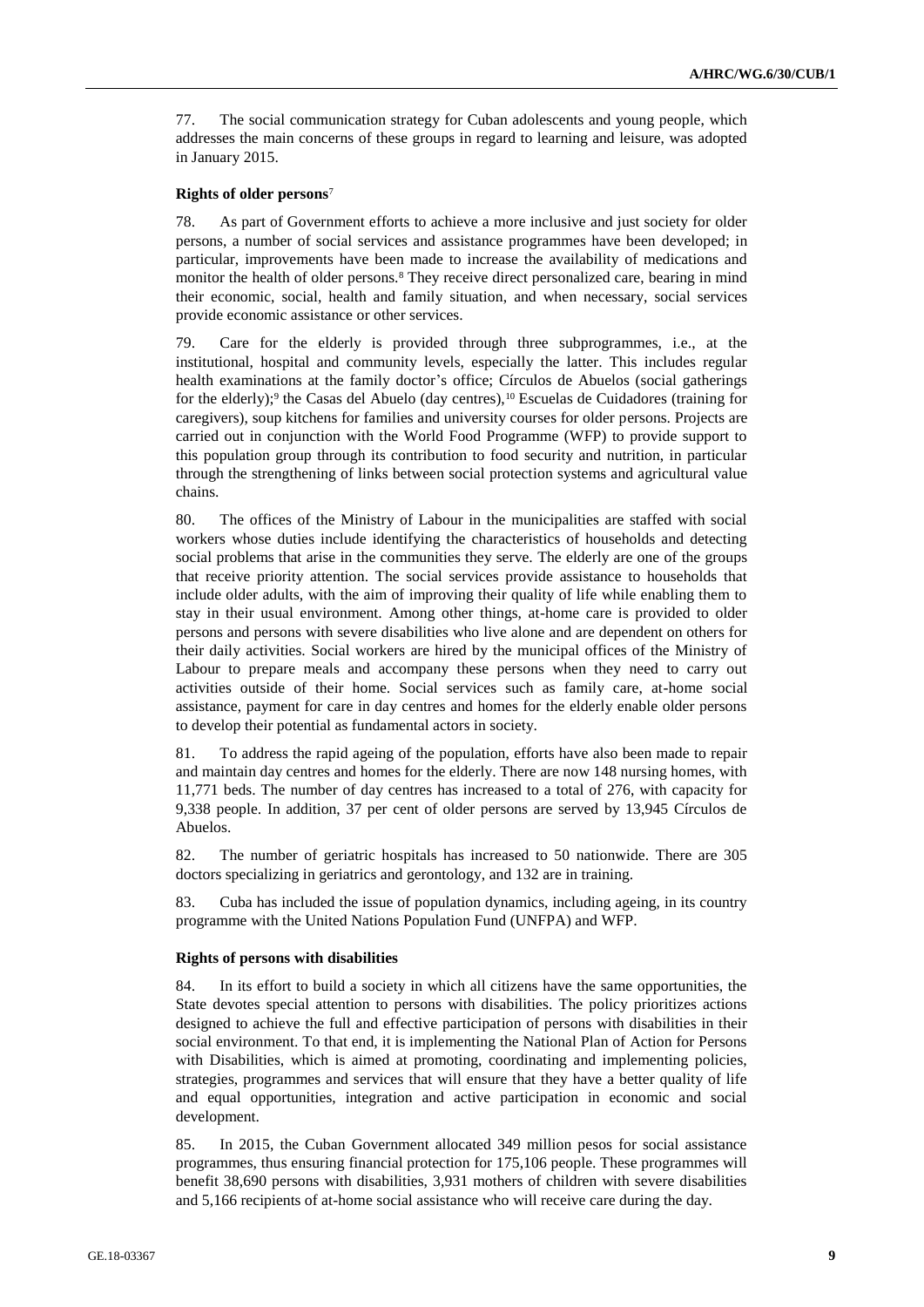77. The social communication strategy for Cuban adolescents and young people, which addresses the main concerns of these groups in regard to learning and leisure, was adopted in January 2015.

### Rights of older persons[7]

78. As part of Government efforts to achieve a more inclusive and just society for older persons, a number of social services and assistance programmes have been developed; in particular, improvements have been made to increase the availability of medications and monitor the health of older persons.[8] They receive direct personalized care, bearing in mind their economic, social, health and family situation, and when necessary, social services provide economic assistance or other services.

79. Care for the elderly is provided through three subprogrammes, i.e., at the institutional, hospital and community levels, especially the latter. This includes regular health examinations at the family doctor's office; Círculos de Abuelos (social gatherings for the elderly);[9] the Casas del Abuelo (day centres),[10] Escuelas de Cuidadores (training for caregivers), soup kitchens for families and university courses for older persons. Projects are carried out in conjunction with the World Food Programme (WFP) to provide support to this population group through its contribution to food security and nutrition, in particular through the strengthening of links between social protection systems and agricultural value chains.

80. The offices of the Ministry of Labour in the municipalities are staffed with social workers whose duties include identifying the characteristics of households and detecting social problems that arise in the communities they serve. The elderly are one of the groups that receive priority attention. The social services provide assistance to households that include older adults, with the aim of improving their quality of life while enabling them to stay in their usual environment. Among other things, at-home care is provided to older persons and persons with severe disabilities who live alone and are dependent on others for their daily activities. Social workers are hired by the municipal offices of the Ministry of Labour to prepare meals and accompany these persons when they need to carry out activities outside of their home. Social services such as family care, at-home social assistance, payment for care in day centres and homes for the elderly enable older persons to develop their potential as fundamental actors in society.

81. To address the rapid ageing of the population, efforts have also been made to repair and maintain day centres and homes for the elderly. There are now 148 nursing homes, with 11,771 beds. The number of day centres has increased to a total of 276, with capacity for 9,338 people. In addition, 37 per cent of older persons are served by 13,945 Círculos de Abuelos.

82. The number of geriatric hospitals has increased to 50 nationwide. There are 305 doctors specializing in geriatrics and gerontology, and 132 are in training.

83. Cuba has included the issue of population dynamics, including ageing, in its country programme with the United Nations Population Fund (UNFPA) and WFP.

### Rights of persons with disabilities

84. In its effort to build a society in which all citizens have the same opportunities, the State devotes special attention to persons with disabilities. The policy prioritizes actions designed to achieve the full and effective participation of persons with disabilities in their social environment. To that end, it is implementing the National Plan of Action for Persons with Disabilities, which is aimed at promoting, coordinating and implementing policies, strategies, programmes and services that will ensure that they have a better quality of life and equal opportunities, integration and active participation in economic and social development.

85. In 2015, the Cuban Government allocated 349 million pesos for social assistance programmes, thus ensuring financial protection for 175,106 people. These programmes will benefit 38,690 persons with disabilities, 3,931 mothers of children with severe disabilities and 5,166 recipients of at-home social assistance who will receive care during the day.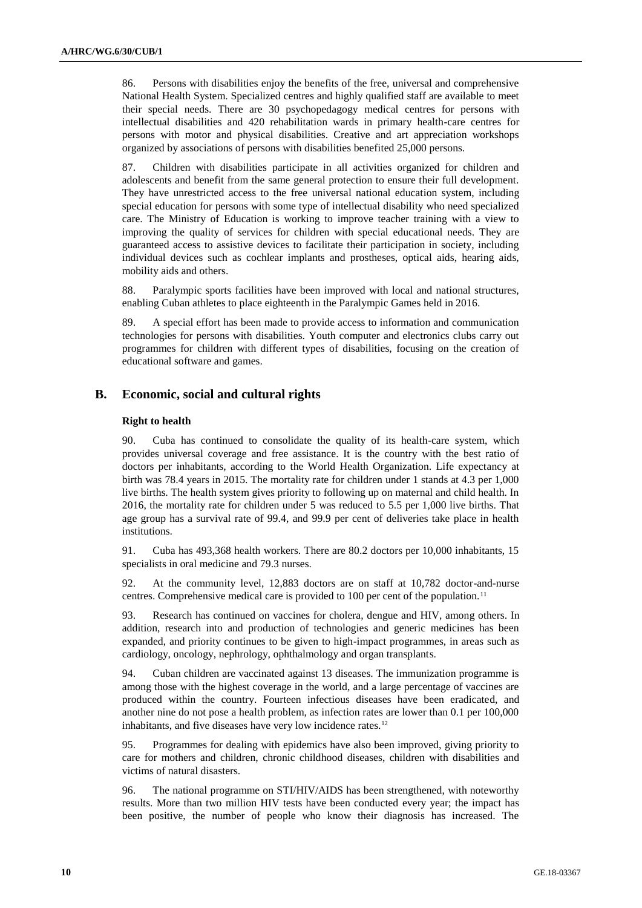86. Persons with disabilities enjoy the benefits of the free, universal and comprehensive National Health System. Specialized centres and highly qualified staff are available to meet their special needs. There are 30 psychopedagogy medical centres for persons with intellectual disabilities and 420 rehabilitation wards in primary health-care centres for persons with motor and physical disabilities. Creative and art appreciation workshops organized by associations of persons with disabilities benefited 25,000 persons.

87. Children with disabilities participate in all activities organized for children and adolescents and benefit from the same general protection to ensure their full development. They have unrestricted access to the free universal national education system, including special education for persons with some type of intellectual disability who need specialized care. The Ministry of Education is working to improve teacher training with a view to improving the quality of services for children with special educational needs. They are guaranteed access to assistive devices to facilitate their participation in society, including individual devices such as cochlear implants and prostheses, optical aids, hearing aids, mobility aids and others.

88. Paralympic sports facilities have been improved with local and national structures, enabling Cuban athletes to place eighteenth in the Paralympic Games held in 2016.

89. A special effort has been made to provide access to information and communication technologies for persons with disabilities. Youth computer and electronics clubs carry out programmes for children with different types of disabilities, focusing on the creation of educational software and games.

## B. Economic, social and cultural rights

### Right to health

90. Cuba has continued to consolidate the quality of its health-care system, which provides universal coverage and free assistance. It is the country with the best ratio of doctors per inhabitants, according to the World Health Organization. Life expectancy at birth was 78.4 years in 2015. The mortality rate for children under 1 stands at 4.3 per 1,000 live births. The health system gives priority to following up on maternal and child health. In 2016, the mortality rate for children under 5 was reduced to 5.5 per 1,000 live births. That age group has a survival rate of 99.4, and 99.9 per cent of deliveries take place in health institutions.

91. Cuba has 493,368 health workers. There are 80.2 doctors per 10,000 inhabitants, 15 specialists in oral medicine and 79.3 nurses.

92. At the community level, 12,883 doctors are on staff at 10,782 doctor-and-nurse centres. Comprehensive medical care is provided to 100 per cent of the population.[11]

93. Research has continued on vaccines for cholera, dengue and HIV, among others. In addition, research into and production of technologies and generic medicines has been expanded, and priority continues to be given to high-impact programmes, in areas such as cardiology, oncology, nephrology, ophthalmology and organ transplants.

94. Cuban children are vaccinated against 13 diseases. The immunization programme is among those with the highest coverage in the world, and a large percentage of vaccines are produced within the country. Fourteen infectious diseases have been eradicated, and another nine do not pose a health problem, as infection rates are lower than 0.1 per 100,000 inhabitants, and five diseases have very low incidence rates.[12]

95. Programmes for dealing with epidemics have also been improved, giving priority to care for mothers and children, chronic childhood diseases, children with disabilities and victims of natural disasters.

96. The national programme on STI/HIV/AIDS has been strengthened, with noteworthy results. More than two million HIV tests have been conducted every year; the impact has been positive, the number of people who know their diagnosis has increased. The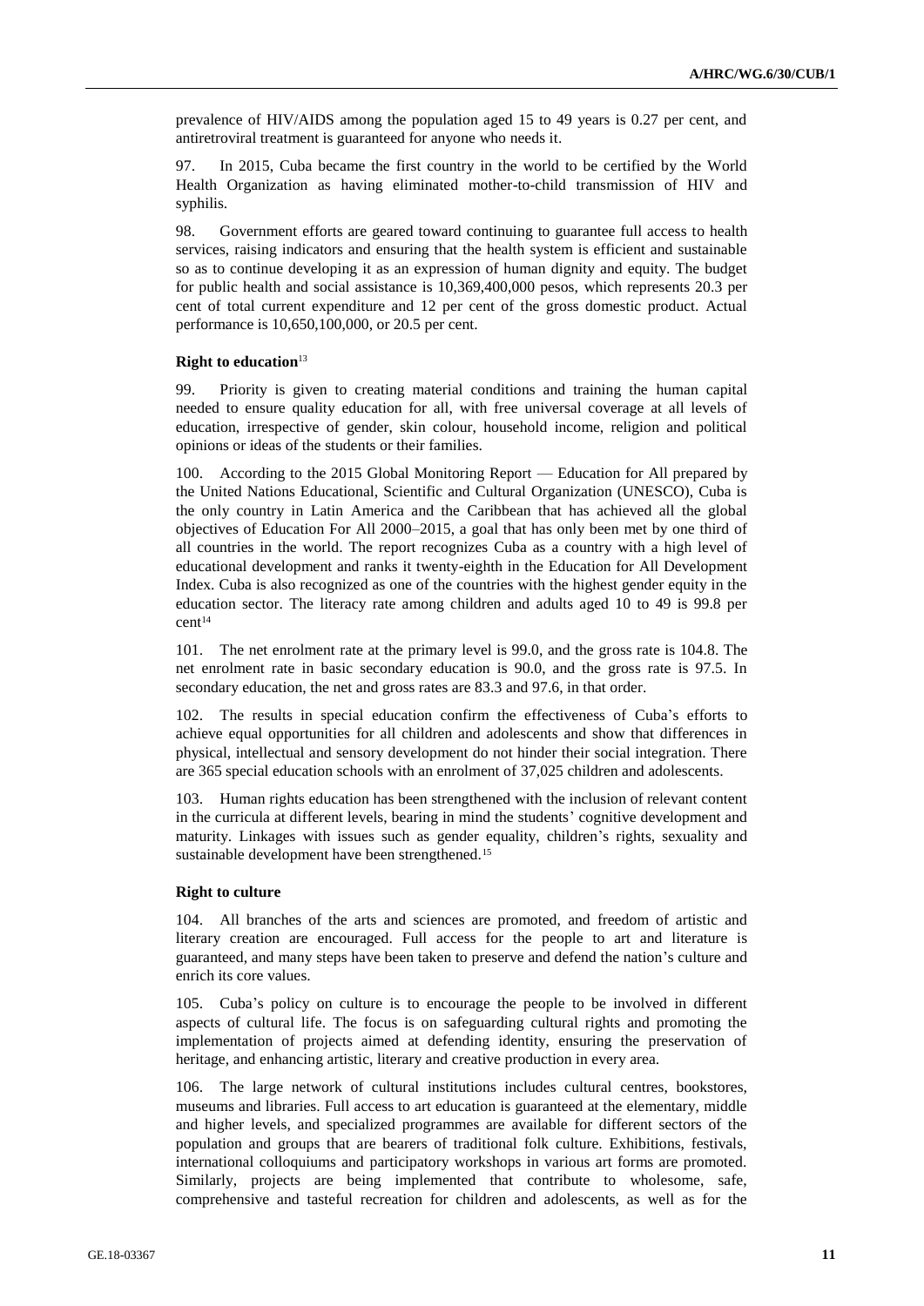prevalence of HIV/AIDS among the population aged 15 to 49 years is 0.27 per cent, and antiretroviral treatment is guaranteed for anyone who needs it.

97. In 2015, Cuba became the first country in the world to be certified by the World Health Organization as having eliminated mother-to-child transmission of HIV and syphilis.

98. Government efforts are geared toward continuing to guarantee full access to health services, raising indicators and ensuring that the health system is efficient and sustainable so as to continue developing it as an expression of human dignity and equity. The budget for public health and social assistance is 10,369,400,000 pesos, which represents 20.3 per cent of total current expenditure and 12 per cent of the gross domestic product. Actual performance is 10,650,100,000, or 20.5 per cent.

#### Right to education[13]

99. Priority is given to creating material conditions and training the human capital needed to ensure quality education for all, with free universal coverage at all levels of education, irrespective of gender, skin colour, household income, religion and political opinions or ideas of the students or their families.

100. According to the 2015 Global Monitoring Report — Education for All prepared by the United Nations Educational, Scientific and Cultural Organization (UNESCO), Cuba is the only country in Latin America and the Caribbean that has achieved all the global objectives of Education For All 2000–2015, a goal that has only been met by one third of all countries in the world. The report recognizes Cuba as a country with a high level of educational development and ranks it twenty-eighth in the Education for All Development Index. Cuba is also recognized as one of the countries with the highest gender equity in the education sector. The literacy rate among children and adults aged 10 to 49 is 99.8 per cent[14]

101. The net enrolment rate at the primary level is 99.0, and the gross rate is 104.8. The net enrolment rate in basic secondary education is 90.0, and the gross rate is 97.5. In secondary education, the net and gross rates are 83.3 and 97.6, in that order.

102. The results in special education confirm the effectiveness of Cuba's efforts to achieve equal opportunities for all children and adolescents and show that differences in physical, intellectual and sensory development do not hinder their social integration. There are 365 special education schools with an enrolment of 37,025 children and adolescents.

103. Human rights education has been strengthened with the inclusion of relevant content in the curricula at different levels, bearing in mind the students' cognitive development and maturity. Linkages with issues such as gender equality, children's rights, sexuality and sustainable development have been strengthened.[15]

#### Right to culture

104. All branches of the arts and sciences are promoted, and freedom of artistic and literary creation are encouraged. Full access for the people to art and literature is guaranteed, and many steps have been taken to preserve and defend the nation's culture and enrich its core values.

105. Cuba's policy on culture is to encourage the people to be involved in different aspects of cultural life. The focus is on safeguarding cultural rights and promoting the implementation of projects aimed at defending identity, ensuring the preservation of heritage, and enhancing artistic, literary and creative production in every area.

106. The large network of cultural institutions includes cultural centres, bookstores, museums and libraries. Full access to art education is guaranteed at the elementary, middle and higher levels, and specialized programmes are available for different sectors of the population and groups that are bearers of traditional folk culture. Exhibitions, festivals, international colloquiums and participatory workshops in various art forms are promoted. Similarly, projects are being implemented that contribute to wholesome, safe, comprehensive and tasteful recreation for children and adolescents, as well as for the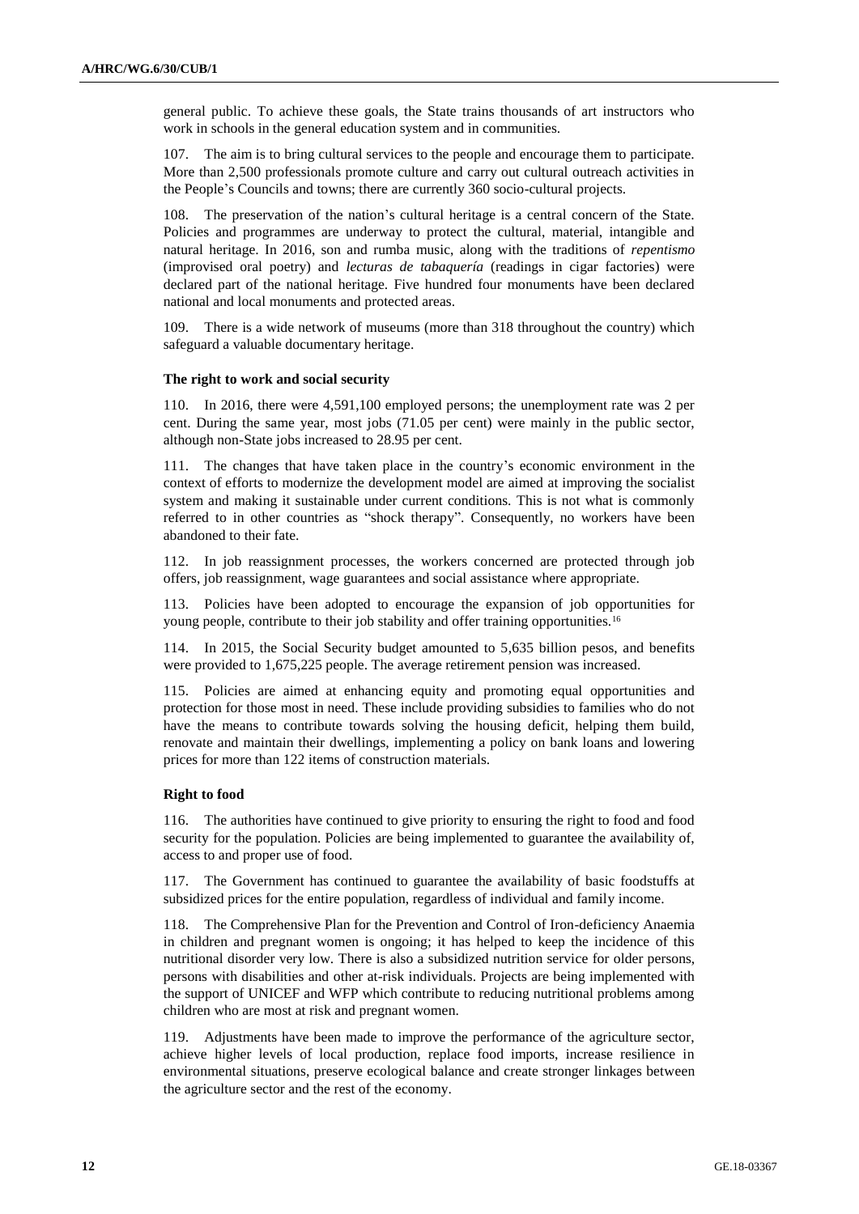general public. To achieve these goals, the State trains thousands of art instructors who work in schools in the general education system and in communities.

107. The aim is to bring cultural services to the people and encourage them to participate. More than 2,500 professionals promote culture and carry out cultural outreach activities in the People's Councils and towns; there are currently 360 socio-cultural projects.

108. The preservation of the nation's cultural heritage is a central concern of the State. Policies and programmes are underway to protect the cultural, material, intangible and natural heritage. In 2016, son and rumba music, along with the traditions of *repentismo* (improvised oral poetry) and *lecturas de tabaquería* (readings in cigar factories) were declared part of the national heritage. Five hundred four monuments have been declared national and local monuments and protected areas.

109. There is a wide network of museums (more than 318 throughout the country) which safeguard a valuable documentary heritage.

### The right to work and social security

110. In 2016, there were 4,591,100 employed persons; the unemployment rate was 2 per cent. During the same year, most jobs (71.05 per cent) were mainly in the public sector, although non-State jobs increased to 28.95 per cent.

111. The changes that have taken place in the country's economic environment in the context of efforts to modernize the development model are aimed at improving the socialist system and making it sustainable under current conditions. This is not what is commonly referred to in other countries as "shock therapy". Consequently, no workers have been abandoned to their fate.

112. In job reassignment processes, the workers concerned are protected through job offers, job reassignment, wage guarantees and social assistance where appropriate.

113. Policies have been adopted to encourage the expansion of job opportunities for young people, contribute to their job stability and offer training opportunities.[16]

114. In 2015, the Social Security budget amounted to 5,635 billion pesos, and benefits were provided to 1,675,225 people. The average retirement pension was increased.

115. Policies are aimed at enhancing equity and promoting equal opportunities and protection for those most in need. These include providing subsidies to families who do not have the means to contribute towards solving the housing deficit, helping them build, renovate and maintain their dwellings, implementing a policy on bank loans and lowering prices for more than 122 items of construction materials.

### Right to food

116. The authorities have continued to give priority to ensuring the right to food and food security for the population. Policies are being implemented to guarantee the availability of, access to and proper use of food.

117. The Government has continued to guarantee the availability of basic foodstuffs at subsidized prices for the entire population, regardless of individual and family income.

118. The Comprehensive Plan for the Prevention and Control of Iron-deficiency Anaemia in children and pregnant women is ongoing; it has helped to keep the incidence of this nutritional disorder very low. There is also a subsidized nutrition service for older persons, persons with disabilities and other at-risk individuals. Projects are being implemented with the support of UNICEF and WFP which contribute to reducing nutritional problems among children who are most at risk and pregnant women.

119. Adjustments have been made to improve the performance of the agriculture sector, achieve higher levels of local production, replace food imports, increase resilience in environmental situations, preserve ecological balance and create stronger linkages between the agriculture sector and the rest of the economy.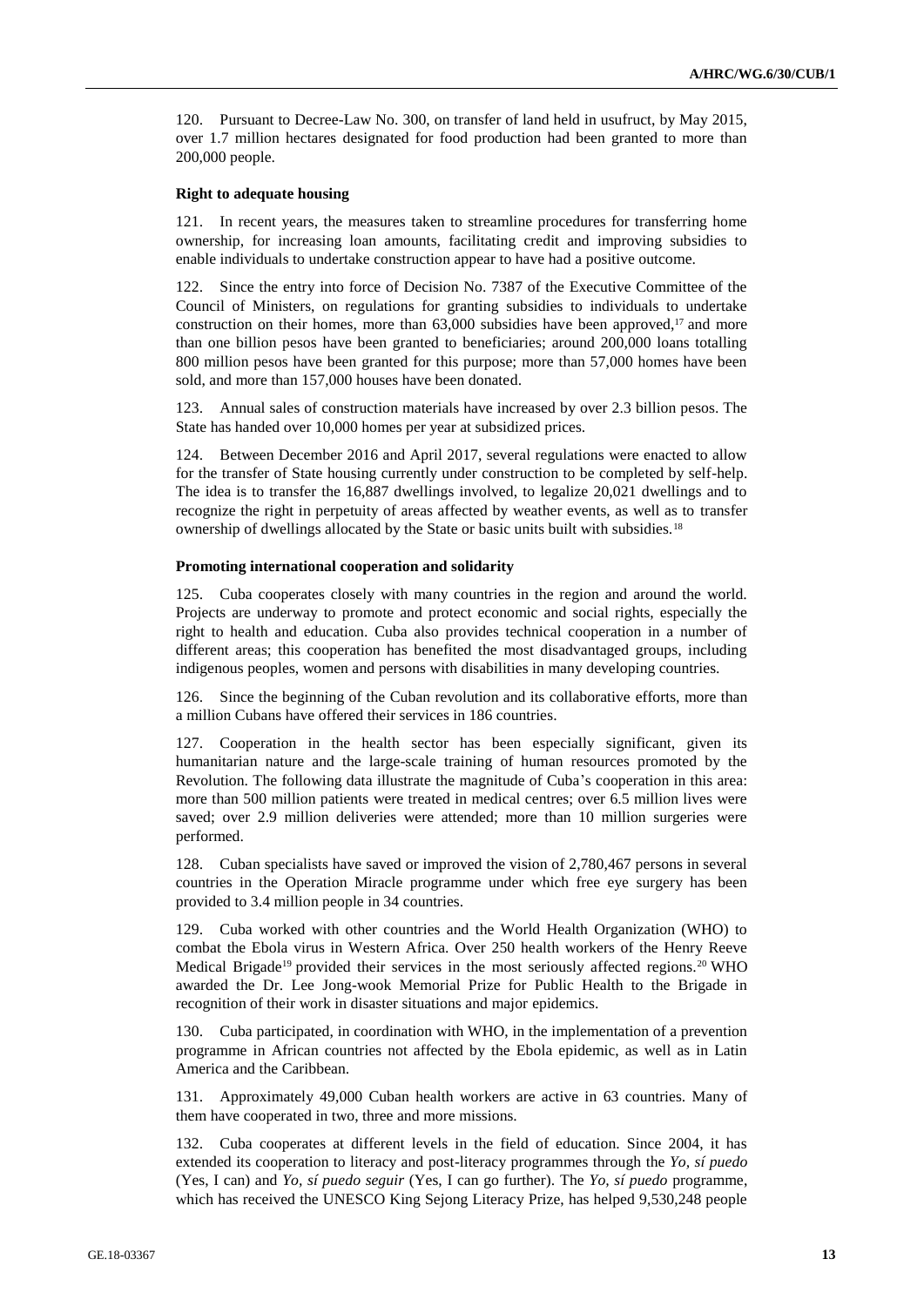120. Pursuant to Decree-Law No. 300, on transfer of land held in usufruct, by May 2015, over 1.7 million hectares designated for food production had been granted to more than 200,000 people.

**Right to adequate housing**

121. In recent years, the measures taken to streamline procedures for transferring home ownership, for increasing loan amounts, facilitating credit and improving subsidies to enable individuals to undertake construction appear to have had a positive outcome.

122. Since the entry into force of Decision No. 7387 of the Executive Committee of the Council of Ministers, on regulations for granting subsidies to individuals to undertake construction on their homes, more than 63,000 subsidies have been approved,[17] and more than one billion pesos have been granted to beneficiaries; around 200,000 loans totalling 800 million pesos have been granted for this purpose; more than 57,000 homes have been sold, and more than 157,000 houses have been donated.

123. Annual sales of construction materials have increased by over 2.3 billion pesos. The State has handed over 10,000 homes per year at subsidized prices.

124. Between December 2016 and April 2017, several regulations were enacted to allow for the transfer of State housing currently under construction to be completed by self-help. The idea is to transfer the 16,887 dwellings involved, to legalize 20,021 dwellings and to recognize the right in perpetuity of areas affected by weather events, as well as to transfer ownership of dwellings allocated by the State or basic units built with subsidies.[18]

**Promoting international cooperation and solidarity**

125. Cuba cooperates closely with many countries in the region and around the world. Projects are underway to promote and protect economic and social rights, especially the right to health and education. Cuba also provides technical cooperation in a number of different areas; this cooperation has benefited the most disadvantaged groups, including indigenous peoples, women and persons with disabilities in many developing countries.

126. Since the beginning of the Cuban revolution and its collaborative efforts, more than a million Cubans have offered their services in 186 countries.

127. Cooperation in the health sector has been especially significant, given its humanitarian nature and the large-scale training of human resources promoted by the Revolution. The following data illustrate the magnitude of Cuba's cooperation in this area: more than 500 million patients were treated in medical centres; over 6.5 million lives were saved; over 2.9 million deliveries were attended; more than 10 million surgeries were performed.

128. Cuban specialists have saved or improved the vision of 2,780,467 persons in several countries in the Operation Miracle programme under which free eye surgery has been provided to 3.4 million people in 34 countries.

129. Cuba worked with other countries and the World Health Organization (WHO) to combat the Ebola virus in Western Africa. Over 250 health workers of the Henry Reeve Medical Brigade[19] provided their services in the most seriously affected regions.[20] WHO awarded the Dr. Lee Jong-wook Memorial Prize for Public Health to the Brigade in recognition of their work in disaster situations and major epidemics.

130. Cuba participated, in coordination with WHO, in the implementation of a prevention programme in African countries not affected by the Ebola epidemic, as well as in Latin America and the Caribbean.

131. Approximately 49,000 Cuban health workers are active in 63 countries. Many of them have cooperated in two, three and more missions.

132. Cuba cooperates at different levels in the field of education. Since 2004, it has extended its cooperation to literacy and post-literacy programmes through the *Yo, sí puedo* (Yes, I can) and *Yo, sí puedo seguir* (Yes, I can go further). The *Yo, sí puedo* programme, which has received the UNESCO King Sejong Literacy Prize, has helped 9,530,248 people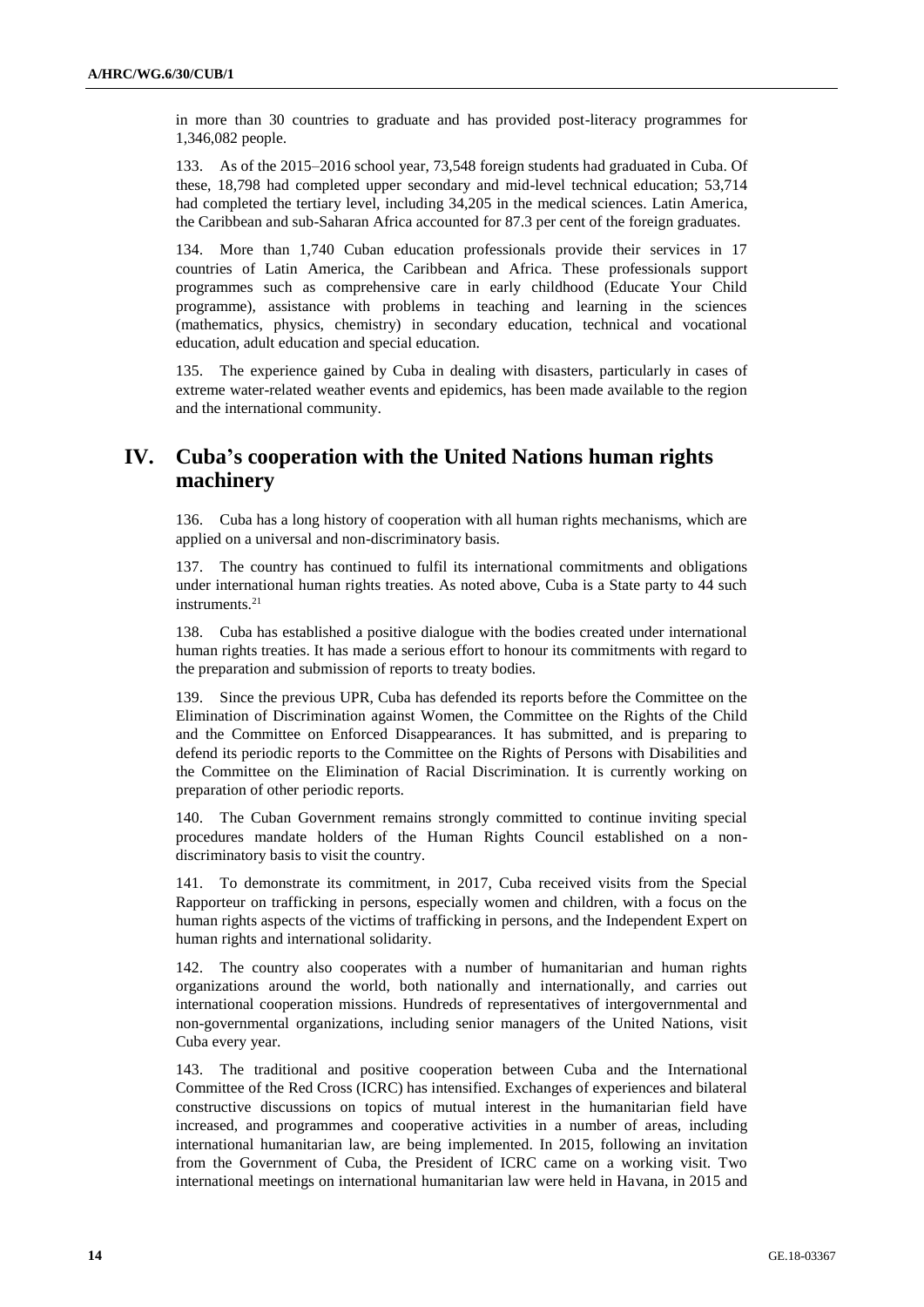in more than 30 countries to graduate and has provided post-literacy programmes for 1,346,082 people.

133. As of the 2015–2016 school year, 73,548 foreign students had graduated in Cuba. Of these, 18,798 had completed upper secondary and mid-level technical education; 53,714 had completed the tertiary level, including 34,205 in the medical sciences. Latin America, the Caribbean and sub-Saharan Africa accounted for 87.3 per cent of the foreign graduates.

134. More than 1,740 Cuban education professionals provide their services in 17 countries of Latin America, the Caribbean and Africa. These professionals support programmes such as comprehensive care in early childhood (Educate Your Child programme), assistance with problems in teaching and learning in the sciences (mathematics, physics, chemistry) in secondary education, technical and vocational education, adult education and special education.

135. The experience gained by Cuba in dealing with disasters, particularly in cases of extreme water-related weather events and epidemics, has been made available to the region and the international community.

## IV. Cuba's cooperation with the United Nations human rights machinery

136. Cuba has a long history of cooperation with all human rights mechanisms, which are applied on a universal and non-discriminatory basis.

137. The country has continued to fulfil its international commitments and obligations under international human rights treaties. As noted above, Cuba is a State party to 44 such instruments.[21]

138. Cuba has established a positive dialogue with the bodies created under international human rights treaties. It has made a serious effort to honour its commitments with regard to the preparation and submission of reports to treaty bodies.

139. Since the previous UPR, Cuba has defended its reports before the Committee on the Elimination of Discrimination against Women, the Committee on the Rights of the Child and the Committee on Enforced Disappearances. It has submitted, and is preparing to defend its periodic reports to the Committee on the Rights of Persons with Disabilities and the Committee on the Elimination of Racial Discrimination. It is currently working on preparation of other periodic reports.

140. The Cuban Government remains strongly committed to continue inviting special procedures mandate holders of the Human Rights Council established on a non-discriminatory basis to visit the country.

141. To demonstrate its commitment, in 2017, Cuba received visits from the Special Rapporteur on trafficking in persons, especially women and children, with a focus on the human rights aspects of the victims of trafficking in persons, and the Independent Expert on human rights and international solidarity.

142. The country also cooperates with a number of humanitarian and human rights organizations around the world, both nationally and internationally, and carries out international cooperation missions. Hundreds of representatives of intergovernmental and non-governmental organizations, including senior managers of the United Nations, visit Cuba every year.

143. The traditional and positive cooperation between Cuba and the International Committee of the Red Cross (ICRC) has intensified. Exchanges of experiences and bilateral constructive discussions on topics of mutual interest in the humanitarian field have increased, and programmes and cooperative activities in a number of areas, including international humanitarian law, are being implemented. In 2015, following an invitation from the Government of Cuba, the President of ICRC came on a working visit. Two international meetings on international humanitarian law were held in Havana, in 2015 and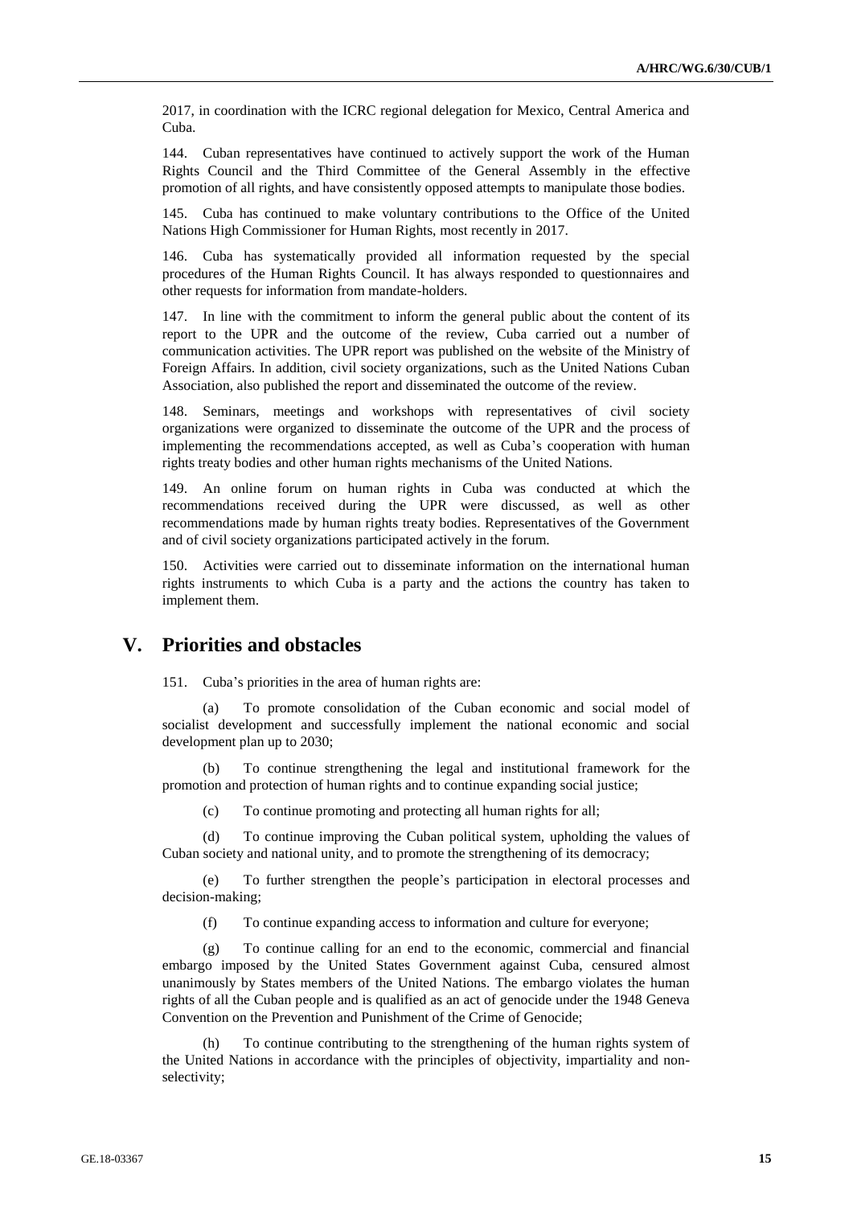2017, in coordination with the ICRC regional delegation for Mexico, Central America and Cuba.

144. Cuban representatives have continued to actively support the work of the Human Rights Council and the Third Committee of the General Assembly in the effective promotion of all rights, and have consistently opposed attempts to manipulate those bodies.

145. Cuba has continued to make voluntary contributions to the Office of the United Nations High Commissioner for Human Rights, most recently in 2017.

146. Cuba has systematically provided all information requested by the special procedures of the Human Rights Council. It has always responded to questionnaires and other requests for information from mandate-holders.

147. In line with the commitment to inform the general public about the content of its report to the UPR and the outcome of the review, Cuba carried out a number of communication activities. The UPR report was published on the website of the Ministry of Foreign Affairs. In addition, civil society organizations, such as the United Nations Cuban Association, also published the report and disseminated the outcome of the review.

148. Seminars, meetings and workshops with representatives of civil society organizations were organized to disseminate the outcome of the UPR and the process of implementing the recommendations accepted, as well as Cuba's cooperation with human rights treaty bodies and other human rights mechanisms of the United Nations.

149. An online forum on human rights in Cuba was conducted at which the recommendations received during the UPR were discussed, as well as other recommendations made by human rights treaty bodies. Representatives of the Government and of civil society organizations participated actively in the forum.

150. Activities were carried out to disseminate information on the international human rights instruments to which Cuba is a party and the actions the country has taken to implement them.

## V. Priorities and obstacles

151. Cuba's priorities in the area of human rights are:

(a) To promote consolidation of the Cuban economic and social model of socialist development and successfully implement the national economic and social development plan up to 2030;

(b) To continue strengthening the legal and institutional framework for the promotion and protection of human rights and to continue expanding social justice;

(c) To continue promoting and protecting all human rights for all;

(d) To continue improving the Cuban political system, upholding the values of Cuban society and national unity, and to promote the strengthening of its democracy;

(e) To further strengthen the people's participation in electoral processes and decision-making;

(f) To continue expanding access to information and culture for everyone;

(g) To continue calling for an end to the economic, commercial and financial embargo imposed by the United States Government against Cuba, censured almost unanimously by States members of the United Nations. The embargo violates the human rights of all the Cuban people and is qualified as an act of genocide under the 1948 Geneva Convention on the Prevention and Punishment of the Crime of Genocide;

(h) To continue contributing to the strengthening of the human rights system of the United Nations in accordance with the principles of objectivity, impartiality and non-selectivity;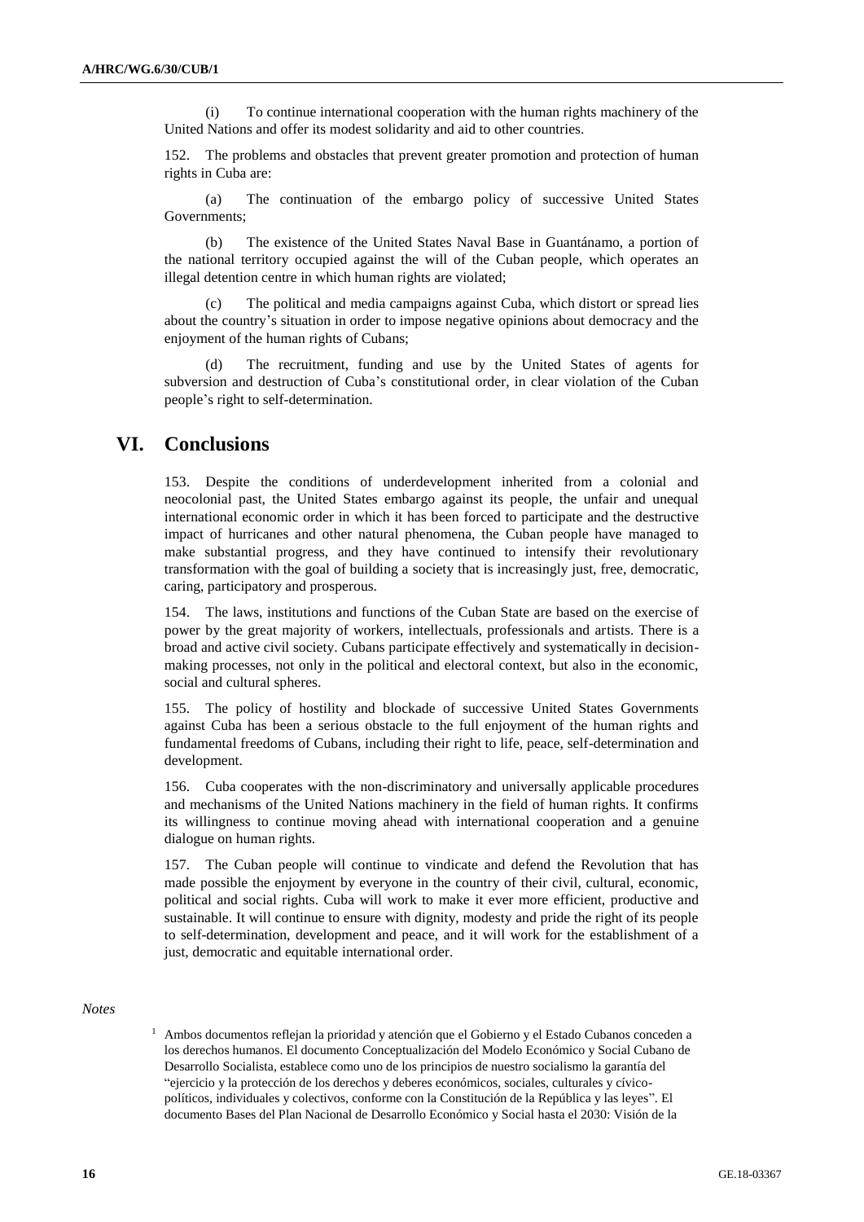(i) To continue international cooperation with the human rights machinery of the United Nations and offer its modest solidarity and aid to other countries.

152. The problems and obstacles that prevent greater promotion and protection of human rights in Cuba are:

(a) The continuation of the embargo policy of successive United States Governments;

(b) The existence of the United States Naval Base in Guantánamo, a portion of the national territory occupied against the will of the Cuban people, which operates an illegal detention centre in which human rights are violated;

(c) The political and media campaigns against Cuba, which distort or spread lies about the country's situation in order to impose negative opinions about democracy and the enjoyment of the human rights of Cubans;

(d) The recruitment, funding and use by the United States of agents for subversion and destruction of Cuba's constitutional order, in clear violation of the Cuban people's right to self-determination.

# VI. Conclusions

153. Despite the conditions of underdevelopment inherited from a colonial and neocolonial past, the United States embargo against its people, the unfair and unequal international economic order in which it has been forced to participate and the destructive impact of hurricanes and other natural phenomena, the Cuban people have managed to make substantial progress, and they have continued to intensify their revolutionary transformation with the goal of building a society that is increasingly just, free, democratic, caring, participatory and prosperous.

154. The laws, institutions and functions of the Cuban State are based on the exercise of power by the great majority of workers, intellectuals, professionals and artists. There is a broad and active civil society. Cubans participate effectively and systematically in decision-making processes, not only in the political and electoral context, but also in the economic, social and cultural spheres.

155. The policy of hostility and blockade of successive United States Governments against Cuba has been a serious obstacle to the full enjoyment of the human rights and fundamental freedoms of Cubans, including their right to life, peace, self-determination and development.

156. Cuba cooperates with the non-discriminatory and universally applicable procedures and mechanisms of the United Nations machinery in the field of human rights. It confirms its willingness to continue moving ahead with international cooperation and a genuine dialogue on human rights.

157. The Cuban people will continue to vindicate and defend the Revolution that has made possible the enjoyment by everyone in the country of their civil, cultural, economic, political and social rights. Cuba will work to make it ever more efficient, productive and sustainable. It will continue to ensure with dignity, modesty and pride the right of its people to self-determination, development and peace, and it will work for the establishment of a just, democratic and equitable international order.

*Notes*

[1] Ambos documentos reflejan la prioridad y atención que el Gobierno y el Estado Cubanos conceden a los derechos humanos. El documento Conceptualización del Modelo Económico y Social Cubano de Desarrollo Socialista, establece como uno de los principios de nuestro socialismo la garantía del "ejercicio y la protección de los derechos y deberes económicos, sociales, culturales y cívico-políticos, individuales y colectivos, conforme con la Constitución de la República y las leyes". El documento Bases del Plan Nacional de Desarrollo Económico y Social hasta el 2030: Visión de la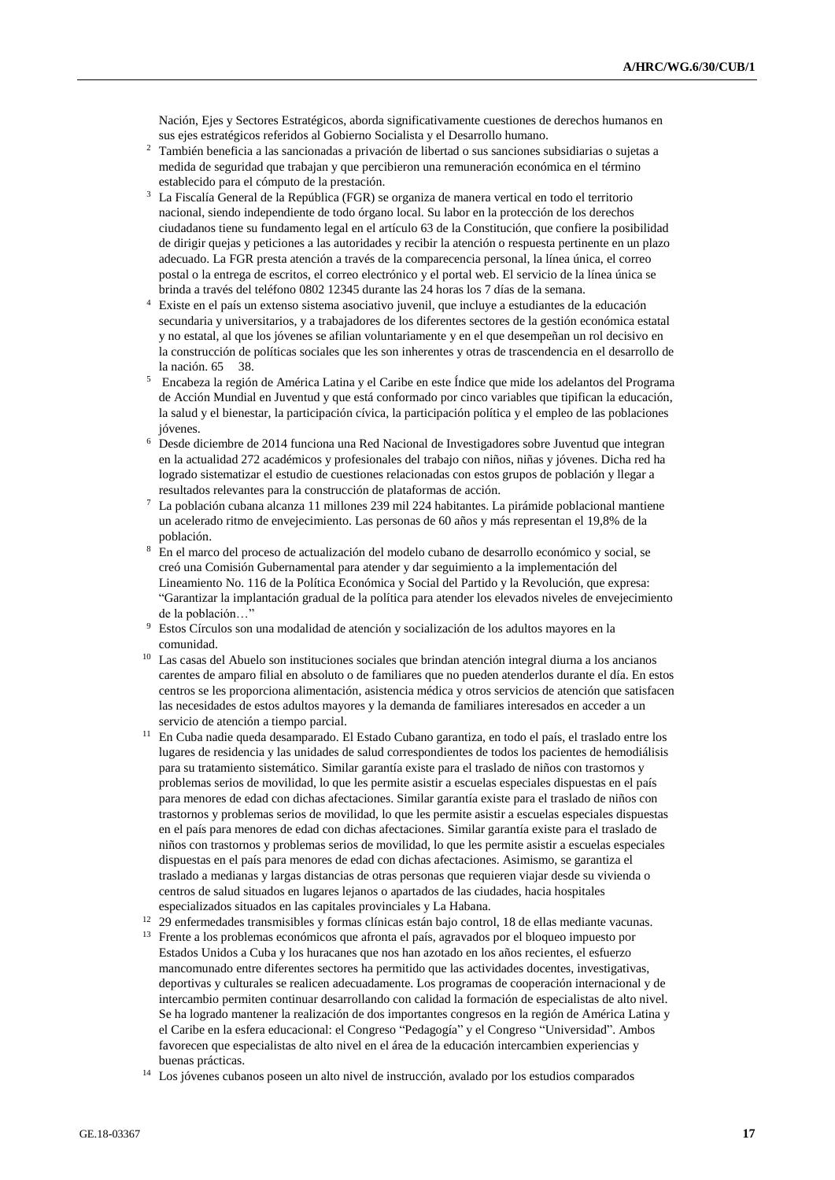Nación, Ejes y Sectores Estratégicos, aborda significativamente cuestiones de derechos humanos en sus ejes estratégicos referidos al Gobierno Socialista y el Desarrollo humano.

[2] También beneficia a las sancionadas a privación de libertad o sus sanciones subsidiarias o sujetas a medida de seguridad que trabajan y que percibieron una remuneración económica en el término establecido para el cómputo de la prestación.

[3] La Fiscalía General de la República (FGR) se organiza de manera vertical en todo el territorio nacional, siendo independiente de todo órgano local. Su labor en la protección de los derechos ciudadanos tiene su fundamento legal en el artículo 63 de la Constitución, que confiere la posibilidad de dirigir quejas y peticiones a las autoridades y recibir la atención o respuesta pertinente en un plazo adecuado. La FGR presta atención a través de la comparecencia personal, la línea única, el correo postal o la entrega de escritos, el correo electrónico y el portal web. El servicio de la línea única se brinda a través del teléfono 0802 12345 durante las 24 horas los 7 días de la semana.

[4] Existe en el país un extenso sistema asociativo juvenil, que incluye a estudiantes de la educación secundaria y universitarios, y a trabajadores de los diferentes sectores de la gestión económica estatal y no estatal, al que los jóvenes se afilian voluntariamente y en el que desempeñan un rol decisivo en la construcción de políticas sociales que les son inherentes y otras de trascendencia en el desarrollo de la nación. 65 38.

[5] Encabeza la región de América Latina y el Caribe en este Índice que mide los adelantos del Programa de Acción Mundial en Juventud y que está conformado por cinco variables que tipifican la educación, la salud y el bienestar, la participación cívica, la participación política y el empleo de las poblaciones jóvenes.

[6] Desde diciembre de 2014 funciona una Red Nacional de Investigadores sobre Juventud que integran en la actualidad 272 académicos y profesionales del trabajo con niños, niñas y jóvenes. Dicha red ha logrado sistematizar el estudio de cuestiones relacionadas con estos grupos de población y llegar a resultados relevantes para la construcción de plataformas de acción.

[7] La población cubana alcanza 11 millones 239 mil 224 habitantes. La pirámide poblacional mantiene un acelerado ritmo de envejecimiento. Las personas de 60 años y más representan el 19,8% de la población.

[8] En el marco del proceso de actualización del modelo cubano de desarrollo económico y social, se creó una Comisión Gubernamental para atender y dar seguimiento a la implementación del Lineamiento No. 116 de la Política Económica y Social del Partido y la Revolución, que expresa: “Garantizar la implantación gradual de la política para atender los elevados niveles de envejecimiento de la población…”

[9] Estos Círculos son una modalidad de atención y socialización de los adultos mayores en la comunidad.

[10] Las casas del Abuelo son instituciones sociales que brindan atención integral diurna a los ancianos carentes de amparo filial en absoluto o de familiares que no pueden atenderlos durante el día. En estos centros se les proporciona alimentación, asistencia médica y otros servicios de atención que satisfacen las necesidades de estos adultos mayores y la demanda de familiares interesados en acceder a un servicio de atención a tiempo parcial.

[11] En Cuba nadie queda desamparado. El Estado Cubano garantiza, en todo el país, el traslado entre los lugares de residencia y las unidades de salud correspondientes de todos los pacientes de hemodiálisis para su tratamiento sistemático. Similar garantía existe para el traslado de niños con trastornos y problemas serios de movilidad, lo que les permite asistir a escuelas especiales dispuestas en el país para menores de edad con dichas afectaciones. Similar garantía existe para el traslado de niños con trastornos y problemas serios de movilidad, lo que les permite asistir a escuelas especiales dispuestas en el país para menores de edad con dichas afectaciones. Similar garantía existe para el traslado de niños con trastornos y problemas serios de movilidad, lo que les permite asistir a escuelas especiales dispuestas en el país para menores de edad con dichas afectaciones. Asimismo, se garantiza el traslado a medianas y largas distancias de otras personas que requieren viajar desde su vivienda o centros de salud situados en lugares lejanos o apartados de las ciudades, hacia hospitales especializados situados en las capitales provinciales y La Habana.

[12] 29 enfermedades transmisibles y formas clínicas están bajo control, 18 de ellas mediante vacunas.

[13] Frente a los problemas económicos que afronta el país, agravados por el bloqueo impuesto por Estados Unidos a Cuba y los huracanes que nos han azotado en los años recientes, el esfuerzo mancomunado entre diferentes sectores ha permitido que las actividades docentes, investigativas, deportivas y culturales se realicen adecuadamente. Los programas de cooperación internacional y de intercambio permiten continuar desarrollando con calidad la formación de especialistas de alto nivel. Se ha logrado mantener la realización de dos importantes congresos en la región de América Latina y el Caribe en la esfera educacional: el Congreso “Pedagogía” y el Congreso “Universidad”. Ambos favorecen que especialistas de alto nivel en el área de la educación intercambien experiencias y buenas prácticas.

[14] Los jóvenes cubanos poseen un alto nivel de instrucción, avalado por los estudios comparados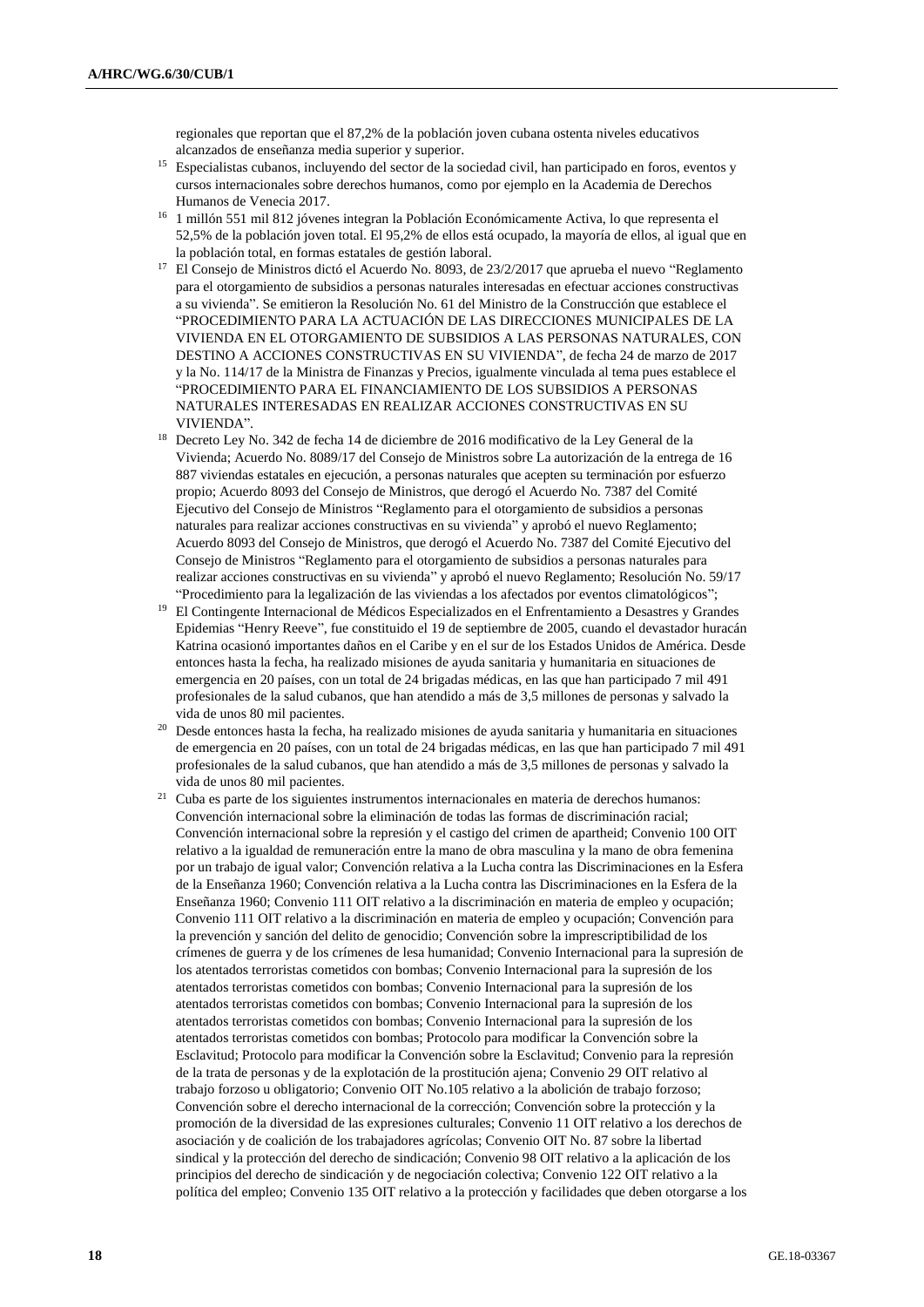regionales que reportan que el 87,2% de la población joven cubana ostenta niveles educativos alcanzados de enseñanza media superior y superior.

[15] Especialistas cubanos, incluyendo del sector de la sociedad civil, han participado en foros, eventos y cursos internacionales sobre derechos humanos, como por ejemplo en la Academia de Derechos Humanos de Venecia 2017.

[16] 1 millón 551 mil 812 jóvenes integran la Población Económicamente Activa, lo que representa el 52,5% de la población joven total. El 95,2% de ellos está ocupado, la mayoría de ellos, al igual que en la población total, en formas estatales de gestión laboral.

[17] El Consejo de Ministros dictó el Acuerdo No. 8093, de 23/2/2017 que aprueba el nuevo "Reglamento para el otorgamiento de subsidios a personas naturales interesadas en efectuar acciones constructivas a su vivienda". Se emitieron la Resolución No. 61 del Ministro de la Construcción que establece el "PROCEDIMIENTO PARA LA ACTUACIÓN DE LAS DIRECCIONES MUNICIPALES DE LA VIVIENDA EN EL OTORGAMIENTO DE SUBSIDIOS A LAS PERSONAS NATURALES, CON DESTINO A ACCIONES CONSTRUCTIVAS EN SU VIVIENDA", de fecha 24 de marzo de 2017 y la No. 114/17 de la Ministra de Finanzas y Precios, igualmente vinculada al tema pues establece el "PROCEDIMIENTO PARA EL FINANCIAMIENTO DE LOS SUBSIDIOS A PERSONAS NATURALES INTERESADAS EN REALIZAR ACCIONES CONSTRUCTIVAS EN SU VIVIENDA".

[18] Decreto Ley No. 342 de fecha 14 de diciembre de 2016 modificativo de la Ley General de la Vivienda; Acuerdo No. 8089/17 del Consejo de Ministros sobre La autorización de la entrega de 16 887 viviendas estatales en ejecución, a personas naturales que acepten su terminación por esfuerzo propio; Acuerdo 8093 del Consejo de Ministros, que derogó el Acuerdo No. 7387 del Comité Ejecutivo del Consejo de Ministros "Reglamento para el otorgamiento de subsidios a personas naturales para realizar acciones constructivas en su vivienda" y aprobó el nuevo Reglamento; Acuerdo 8093 del Consejo de Ministros, que derogó el Acuerdo No. 7387 del Comité Ejecutivo del Consejo de Ministros "Reglamento para el otorgamiento de subsidios a personas naturales para realizar acciones constructivas en su vivienda" y aprobó el nuevo Reglamento; Resolución No. 59/17 "Procedimiento para la legalización de las viviendas a los afectados por eventos climatológicos";

[19] El Contingente Internacional de Médicos Especializados en el Enfrentamiento a Desastres y Grandes Epidemias "Henry Reeve", fue constituido el 19 de septiembre de 2005, cuando el devastador huracán Katrina ocasionó importantes daños en el Caribe y en el sur de los Estados Unidos de América. Desde entonces hasta la fecha, ha realizado misiones de ayuda sanitaria y humanitaria en situaciones de emergencia en 20 países, con un total de 24 brigadas médicas, en las que han participado 7 mil 491 profesionales de la salud cubanos, que han atendido a más de 3,5 millones de personas y salvado la vida de unos 80 mil pacientes.

[20] Desde entonces hasta la fecha, ha realizado misiones de ayuda sanitaria y humanitaria en situaciones de emergencia en 20 países, con un total de 24 brigadas médicas, en las que han participado 7 mil 491 profesionales de la salud cubanos, que han atendido a más de 3,5 millones de personas y salvado la vida de unos 80 mil pacientes.

[21] Cuba es parte de los siguientes instrumentos internacionales en materia de derechos humanos: Convención internacional sobre la eliminación de todas las formas de discriminación racial; Convención internacional sobre la represión y el castigo del crimen de apartheid; Convenio 100 OIT relativo a la igualdad de remuneración entre la mano de obra masculina y la mano de obra femenina por un trabajo de igual valor; Convención relativa a la Lucha contra las Discriminaciones en la Esfera de la Enseñanza 1960; Convención relativa a la Lucha contra las Discriminaciones en la Esfera de la Enseñanza 1960; Convenio 111 OIT relativo a la discriminación en materia de empleo y ocupación; Convenio 111 OIT relativo a la discriminación en materia de empleo y ocupación; Convención para la prevención y sanción del delito de genocidio; Convención sobre la imprescriptibilidad de los crímenes de guerra y de los crímenes de lesa humanidad; Convenio Internacional para la supresión de los atentados terroristas cometidos con bombas; Convenio Internacional para la supresión de los atentados terroristas cometidos con bombas; Convenio Internacional para la supresión de los atentados terroristas cometidos con bombas; Convenio Internacional para la supresión de los atentados terroristas cometidos con bombas; Convenio Internacional para la supresión de los atentados terroristas cometidos con bombas; Protocolo para modificar la Convención sobre la Esclavitud; Protocolo para modificar la Convención sobre la Esclavitud; Convenio para la represión de la trata de personas y de la explotación de la prostitución ajena; Convenio 29 OIT relativo al trabajo forzoso u obligatorio; Convenio OIT No.105 relativo a la abolición de trabajo forzoso; Convención sobre el derecho internacional de la corrección; Convención sobre la protección y la promoción de la diversidad de las expresiones culturales; Convenio 11 OIT relativo a los derechos de asociación y de coalición de los trabajadores agrícolas; Convenio OIT No. 87 sobre la libertad sindical y la protección del derecho de sindicación; Convenio 98 OIT relativo a la aplicación de los principios del derecho de sindicación y de negociación colectiva; Convenio 122 OIT relativo a la política del empleo; Convenio 135 OIT relativo a la protección y facilidades que deben otorgarse a los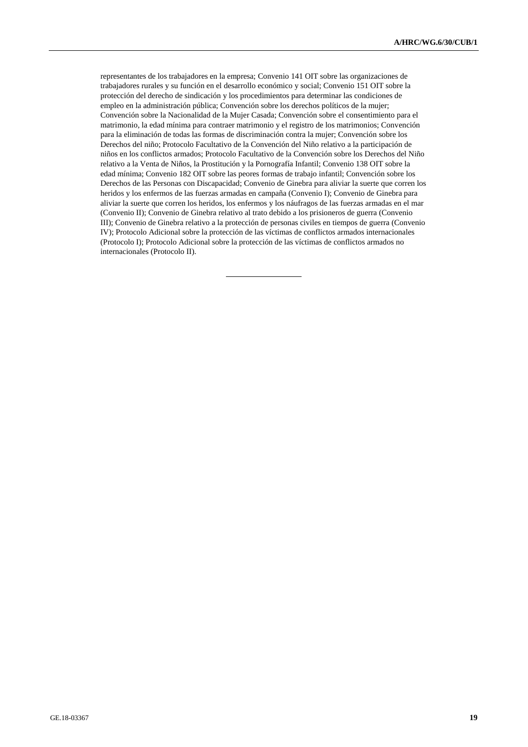representantes de los trabajadores en la empresa; Convenio 141 OIT sobre las organizaciones de trabajadores rurales y su función en el desarrollo económico y social; Convenio 151 OIT sobre la protección del derecho de sindicación y los procedimientos para determinar las condiciones de empleo en la administración pública; Convención sobre los derechos políticos de la mujer; Convención sobre la Nacionalidad de la Mujer Casada; Convención sobre el consentimiento para el matrimonio, la edad mínima para contraer matrimonio y el registro de los matrimonios; Convención para la eliminación de todas las formas de discriminación contra la mujer; Convención sobre los Derechos del niño; Protocolo Facultativo de la Convención del Niño relativo a la participación de niños en los conflictos armados; Protocolo Facultativo de la Convención sobre los Derechos del Niño relativo a la Venta de Niños, la Prostitución y la Pornografía Infantil; Convenio 138 OIT sobre la edad mínima; Convenio 182 OIT sobre las peores formas de trabajo infantil; Convención sobre los Derechos de las Personas con Discapacidad; Convenio de Ginebra para aliviar la suerte que corren los heridos y los enfermos de las fuerzas armadas en campaña (Convenio I); Convenio de Ginebra para aliviar la suerte que corren los heridos, los enfermos y los náufragos de las fuerzas armadas en el mar (Convenio II); Convenio de Ginebra relativo al trato debido a los prisioneros de guerra (Convenio III); Convenio de Ginebra relativo a la protección de personas civiles en tiempos de guerra (Convenio IV); Protocolo Adicional sobre la protección de las víctimas de conflictos armados internacionales (Protocolo I); Protocolo Adicional sobre la protección de las víctimas de conflictos armados no internacionales (Protocolo II).